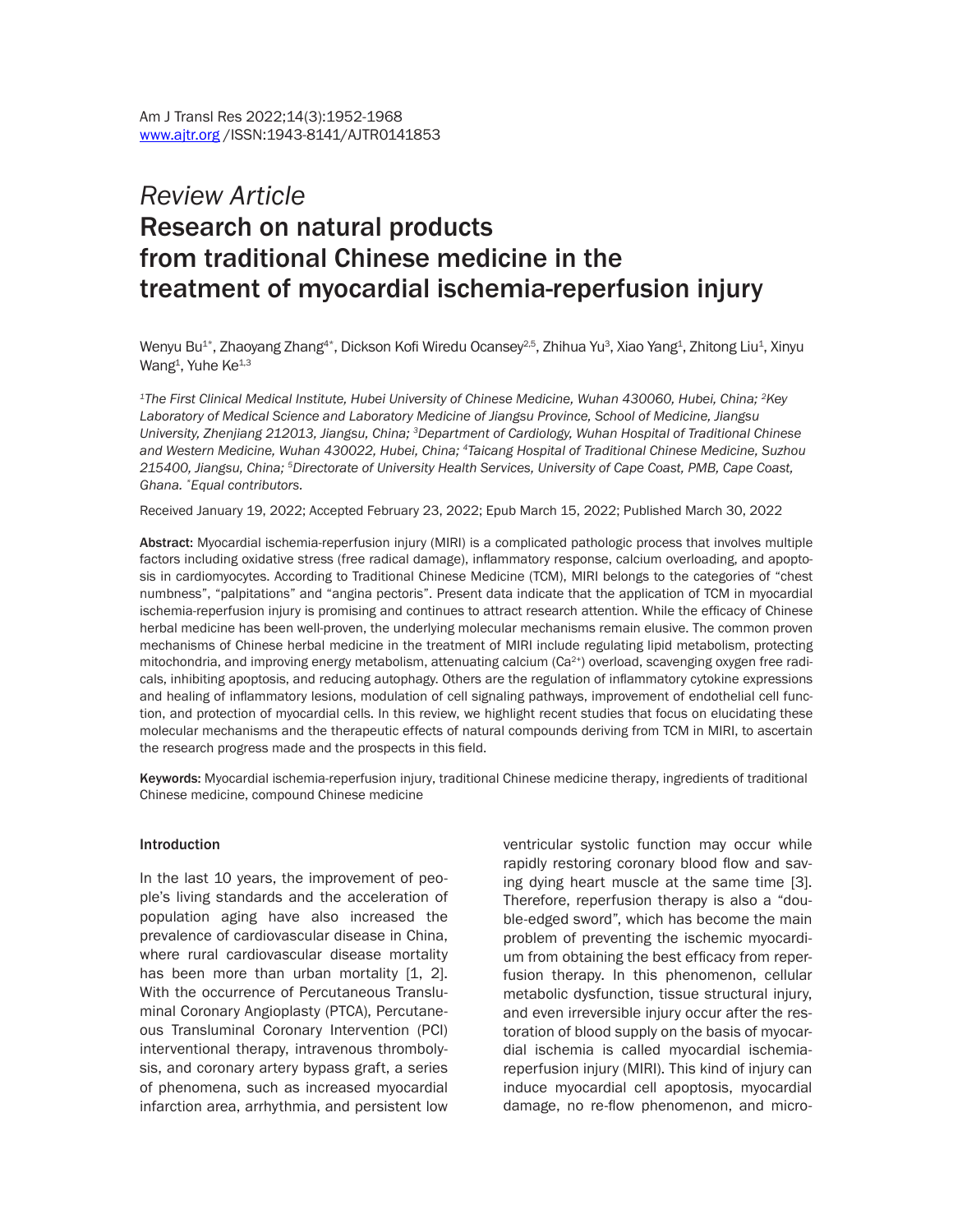*Review Article*

# Research on natural products from traditional Chinese medicine in the treatment of myocardial ischemia-reperfusion injury

Wenyu Bu[1*], Zhaoyang Zhang[4*], Dickson Kofi Wiredu Ocansey[2,5], Zhihua Yu[3], Xiao Yang[1], Zhitong Liu[1], Xinyu Wang[1], Yuhe Ke[1,3]

*[1]The First Clinical Medical Institute, Hubei University of Chinese Medicine, Wuhan 430060, Hubei, China; [2]Key Laboratory of Medical Science and Laboratory Medicine of Jiangsu Province, School of Medicine, Jiangsu University, Zhenjiang 212013, Jiangsu, China; [3]Department of Cardiology, Wuhan Hospital of Traditional Chinese and Western Medicine, Wuhan 430022, Hubei, China; [4]Taicang Hospital of Traditional Chinese Medicine, Suzhou 215400, Jiangsu, China; [5]Directorate of University Health Services, University of Cape Coast, PMB, Cape Coast, Ghana. [*]Equal contributors.*

Received January 19, 2022; Accepted February 23, 2022; Epub March 15, 2022; Published March 30, 2022

**Abstract:** Myocardial ischemia-reperfusion injury (MIRI) is a complicated pathologic process that involves multiple factors including oxidative stress (free radical damage), inflammatory response, calcium overloading, and apoptosis in cardiomyocytes. According to Traditional Chinese Medicine (TCM), MIRI belongs to the categories of "chest numbness", "palpitations" and "angina pectoris". Present data indicate that the application of TCM in myocardial ischemia-reperfusion injury is promising and continues to attract research attention. While the efficacy of Chinese herbal medicine has been well-proven, the underlying molecular mechanisms remain elusive. The common proven mechanisms of Chinese herbal medicine in the treatment of MIRI include regulating lipid metabolism, protecting mitochondria, and improving energy metabolism, attenuating calcium ($Ca^{2+}$) overload, scavenging oxygen free radicals, inhibiting apoptosis, and reducing autophagy. Others are the regulation of inflammatory cytokine expressions and healing of inflammatory lesions, modulation of cell signaling pathways, improvement of endothelial cell function, and protection of myocardial cells. In this review, we highlight recent studies that focus on elucidating these molecular mechanisms and the therapeutic effects of natural compounds deriving from TCM in MIRI, to ascertain the research progress made and the prospects in this field.

**Keywords:** Myocardial ischemia-reperfusion injury, traditional Chinese medicine therapy, ingredients of traditional Chinese medicine, compound Chinese medicine

## Introduction

In the last 10 years, the improvement of people's living standards and the acceleration of population aging have also increased the prevalence of cardiovascular disease in China, where rural cardiovascular disease mortality has been more than urban mortality [1, 2]. With the occurrence of Percutaneous Transluminal Coronary Angioplasty (PTCA), Percutaneous Transluminal Coronary Intervention (PCI) interventional therapy, intravenous thrombolysis, and coronary artery bypass graft, a series of phenomena, such as increased myocardial infarction area, arrhythmia, and persistent low ventricular systolic function may occur while rapidly restoring coronary blood flow and saving dying heart muscle at the same time [3]. Therefore, reperfusion therapy is also a "double-edged sword", which has become the main problem of preventing the ischemic myocardium from obtaining the best efficacy from reperfusion therapy. In this phenomenon, cellular metabolic dysfunction, tissue structural injury, and even irreversible injury occur after the restoration of blood supply on the basis of myocardial ischemia is called myocardial ischemia-reperfusion injury (MIRI). This kind of injury can induce myocardial cell apoptosis, myocardial damage, no re-flow phenomenon, and micro-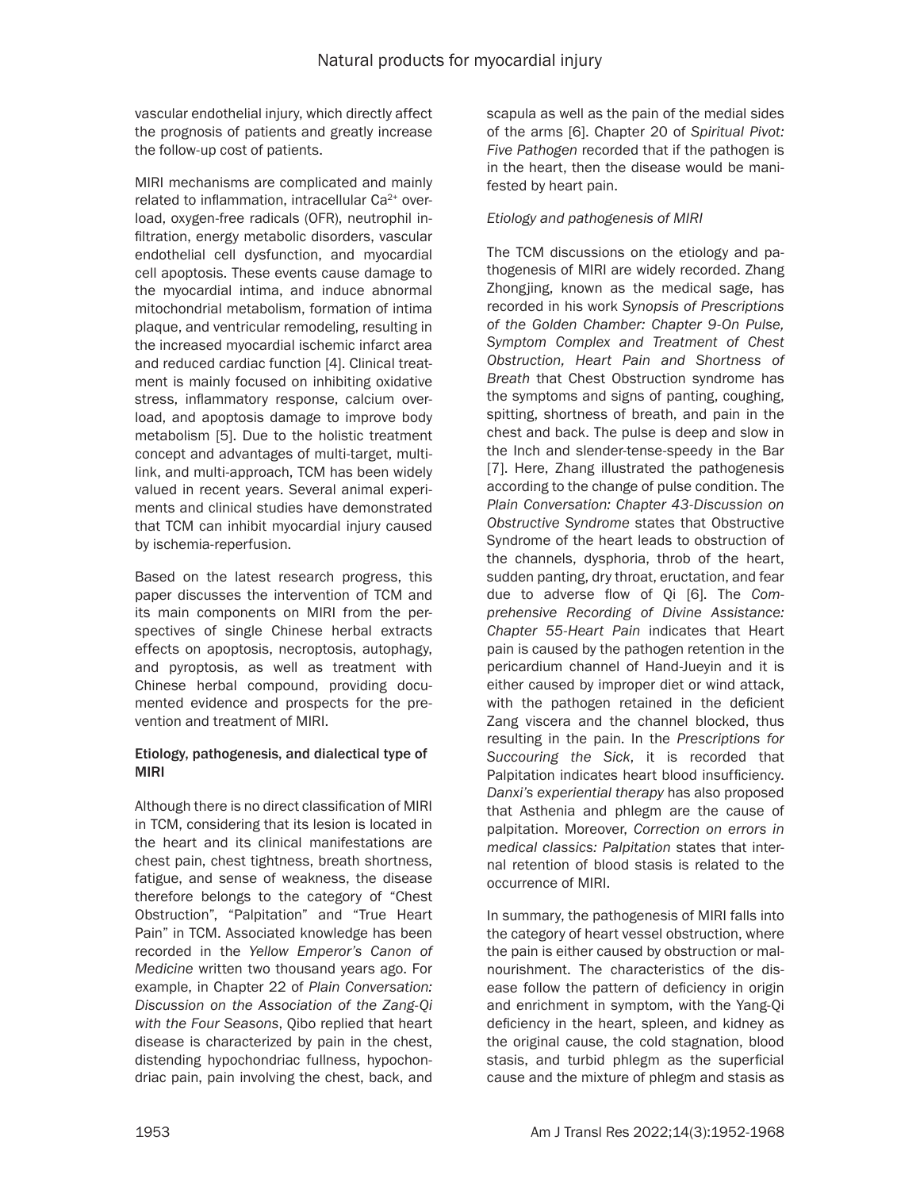vascular endothelial injury, which directly affect the prognosis of patients and greatly increase the follow-up cost of patients.

MIRI mechanisms are complicated and mainly related to inflammation, intracellular $Ca^{2+}$ overload, oxygen-free radicals (OFR), neutrophil infiltration, energy metabolic disorders, vascular endothelial cell dysfunction, and myocardial cell apoptosis. These events cause damage to the myocardial intima, and induce abnormal mitochondrial metabolism, formation of intima plaque, and ventricular remodeling, resulting in the increased myocardial ischemic infarct area and reduced cardiac function [4]. Clinical treatment is mainly focused on inhibiting oxidative stress, inflammatory response, calcium overload, and apoptosis damage to improve body metabolism [5]. Due to the holistic treatment concept and advantages of multi-target, multi-link, and multi-approach, TCM has been widely valued in recent years. Several animal experiments and clinical studies have demonstrated that TCM can inhibit myocardial injury caused by ischemia-reperfusion.

Based on the latest research progress, this paper discusses the intervention of TCM and its main components on MIRI from the perspectives of single Chinese herbal extracts effects on apoptosis, necroptosis, autophagy, and pyroptosis, as well as treatment with Chinese herbal compound, providing documented evidence and prospects for the prevention and treatment of MIRI.

## Etiology, pathogenesis, and dialectical type of MIRI

Although there is no direct classification of MIRI in TCM, considering that its lesion is located in the heart and its clinical manifestations are chest pain, chest tightness, breath shortness, fatigue, and sense of weakness, the disease therefore belongs to the category of "Chest Obstruction", "Palpitation" and "True Heart Pain" in TCM. Associated knowledge has been recorded in the *Yellow Emperor's Canon of Medicine* written two thousand years ago. For example, in Chapter 22 of *Plain Conversation: Discussion on the Association of the Zang-Qi with the Four Seasons*, Qibo replied that heart disease is characterized by pain in the chest, distending hypochondriac fullness, hypochondriac pain, pain involving the chest, back, and scapula as well as the pain of the medial sides of the arms [6]. Chapter 20 of *Spiritual Pivot: Five Pathogen* recorded that if the pathogen is in the heart, then the disease would be manifested by heart pain.

### *Etiology and pathogenesis of MIRI*

The TCM discussions on the etiology and pathogenesis of MIRI are widely recorded. Zhang Zhongjing, known as the medical sage, has recorded in his work *Synopsis of Prescriptions of the Golden Chamber: Chapter 9-On Pulse, Symptom Complex and Treatment of Chest Obstruction, Heart Pain and Shortness of Breath* that Chest Obstruction syndrome has the symptoms and signs of panting, coughing, spitting, shortness of breath, and pain in the chest and back. The pulse is deep and slow in the Inch and slender-tense-speedy in the Bar [7]. Here, Zhang illustrated the pathogenesis according to the change of pulse condition. The *Plain Conversation: Chapter 43-Discussion on Obstructive Syndrome* states that Obstructive Syndrome of the heart leads to obstruction of the channels, dysphoria, throb of the heart, sudden panting, dry throat, eructation, and fear due to adverse flow of Qi [6]. The *Comprehensive Recording of Divine Assistance: Chapter 55-Heart Pain* indicates that Heart pain is caused by the pathogen retention in the pericardium channel of Hand-Jueyin and it is either caused by improper diet or wind attack, with the pathogen retained in the deficient Zang viscera and the channel blocked, thus resulting in the pain. In the *Prescriptions for Succouring the Sick*, it is recorded that Palpitation indicates heart blood insufficiency. *Danxi's experiential therapy* has also proposed that Asthenia and phlegm are the cause of palpitation. Moreover, *Correction on errors in medical classics: Palpitation* states that internal retention of blood stasis is related to the occurrence of MIRI.

In summary, the pathogenesis of MIRI falls into the category of heart vessel obstruction, where the pain is either caused by obstruction or malnourishment. The characteristics of the disease follow the pattern of deficiency in origin and enrichment in symptom, with the Yang-Qi deficiency in the heart, spleen, and kidney as the original cause, the cold stagnation, blood stasis, and turbid phlegm as the superficial cause and the mixture of phlegm and stasis as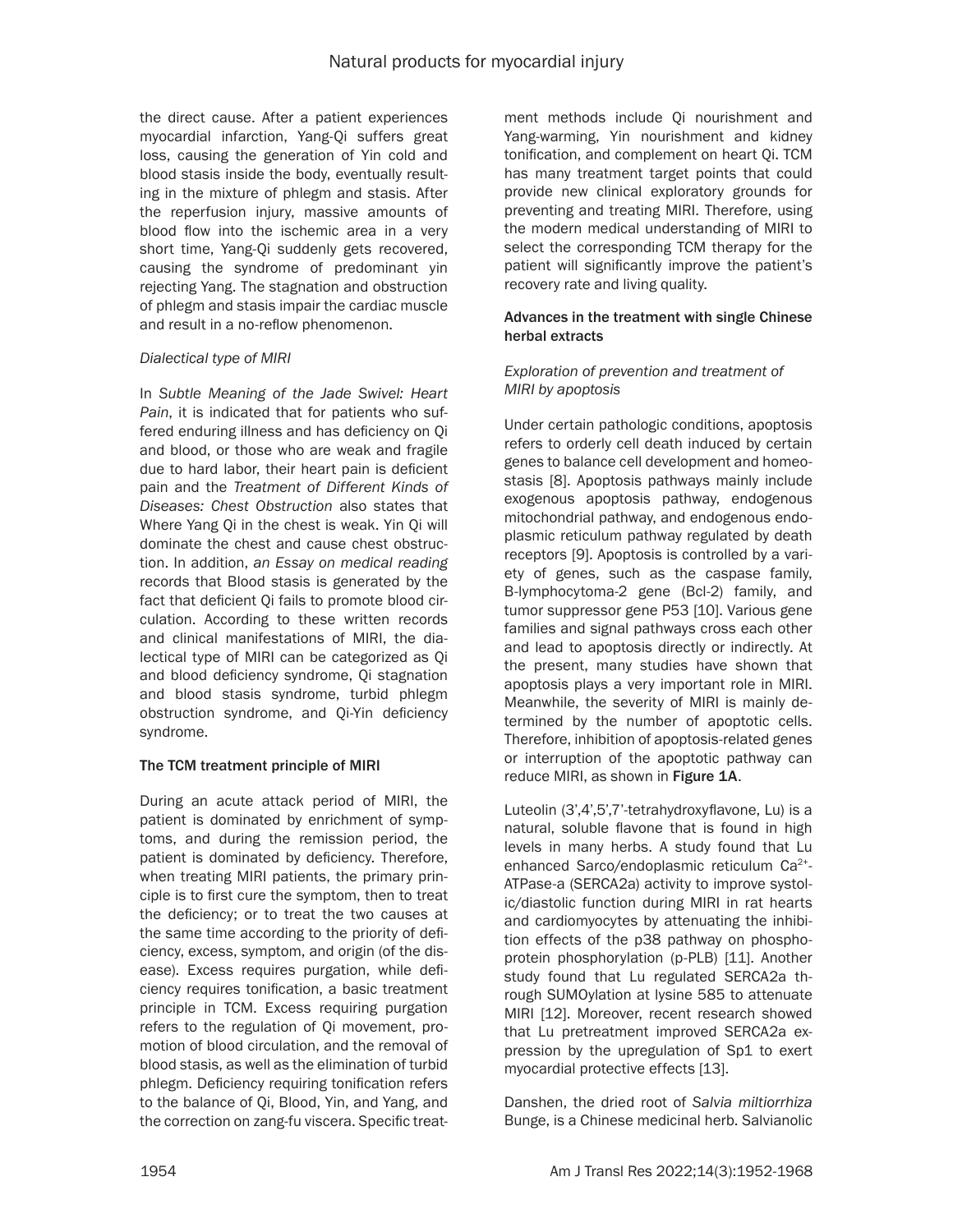the direct cause. After a patient experiences myocardial infarction, Yang-Qi suffers great loss, causing the generation of Yin cold and blood stasis inside the body, eventually resulting in the mixture of phlegm and stasis. After the reperfusion injury, massive amounts of blood flow into the ischemic area in a very short time, Yang-Qi suddenly gets recovered, causing the syndrome of predominant yin rejecting Yang. The stagnation and obstruction of phlegm and stasis impair the cardiac muscle and result in a no-reflow phenomenon.

*Dialectical type of MIRI*

In *Subtle Meaning of the Jade Swivel: Heart Pain*, it is indicated that for patients who suffered enduring illness and has deficiency on Qi and blood, or those who are weak and fragile due to hard labor, their heart pain is deficient pain and the *Treatment of Different Kinds of Diseases: Chest Obstruction* also states that Where Yang Qi in the chest is weak. Yin Qi will dominate the chest and cause chest obstruction. In addition, *an Essay on medical reading* records that Blood stasis is generated by the fact that deficient Qi fails to promote blood circulation. According to these written records and clinical manifestations of MIRI, the dialectical type of MIRI can be categorized as Qi and blood deficiency syndrome, Qi stagnation and blood stasis syndrome, turbid phlegm obstruction syndrome, and Qi-Yin deficiency syndrome.

**The TCM treatment principle of MIRI**

During an acute attack period of MIRI, the patient is dominated by enrichment of symptoms, and during the remission period, the patient is dominated by deficiency. Therefore, when treating MIRI patients, the primary principle is to first cure the symptom, then to treat the deficiency; or to treat the two causes at the same time according to the priority of deficiency, excess, symptom, and origin (of the disease). Excess requires purgation, while deficiency requires tonification, a basic treatment principle in TCM. Excess requiring purgation refers to the regulation of Qi movement, promotion of blood circulation, and the removal of blood stasis, as well as the elimination of turbid phlegm. Deficiency requiring tonification refers to the balance of Qi, Blood, Yin, and Yang, and the correction on zang-fu viscera. Specific treatment methods include Qi nourishment and Yang-warming, Yin nourishment and kidney tonification, and complement on heart Qi. TCM has many treatment target points that could provide new clinical exploratory grounds for preventing and treating MIRI. Therefore, using the modern medical understanding of MIRI to select the corresponding TCM therapy for the patient will significantly improve the patient's recovery rate and living quality.

**Advances in the treatment with single Chinese herbal extracts**

*Exploration of prevention and treatment of MIRI by apoptosis*

Under certain pathologic conditions, apoptosis refers to orderly cell death induced by certain genes to balance cell development and homeostasis [8]. Apoptosis pathways mainly include exogenous apoptosis pathway, endogenous mitochondrial pathway, and endogenous endoplasmic reticulum pathway regulated by death receptors [9]. Apoptosis is controlled by a variety of genes, such as the caspase family, B-lymphocytoma-2 gene (Bcl-2) family, and tumor suppressor gene P53 [10]. Various gene families and signal pathways cross each other and lead to apoptosis directly or indirectly. At the present, many studies have shown that apoptosis plays a very important role in MIRI. Meanwhile, the severity of MIRI is mainly determined by the number of apoptotic cells. Therefore, inhibition of apoptosis-related genes or interruption of the apoptotic pathway can reduce MIRI, as shown in **Figure 1A**.

Luteolin (3',4',5',7'-tetrahydroxyflavone, Lu) is a natural, soluble flavone that is found in high levels in many herbs. A study found that Lu enhanced Sarco/endoplasmic reticulum $Ca^{2+}$-ATPase-a (SERCA2a) activity to improve systolic/diastolic function during MIRI in rat hearts and cardiomyocytes by attenuating the inhibition effects of the p38 pathway on phosphoprotein phosphorylation (p-PLB) [11]. Another study found that Lu regulated SERCA2a through SUMOylation at lysine 585 to attenuate MIRI [12]. Moreover, recent research showed that Lu pretreatment improved SERCA2a expression by the upregulation of Sp1 to exert myocardial protective effects [13].

Danshen, the dried root of *Salvia miltiorrhiza* Bunge, is a Chinese medicinal herb. Salvianolic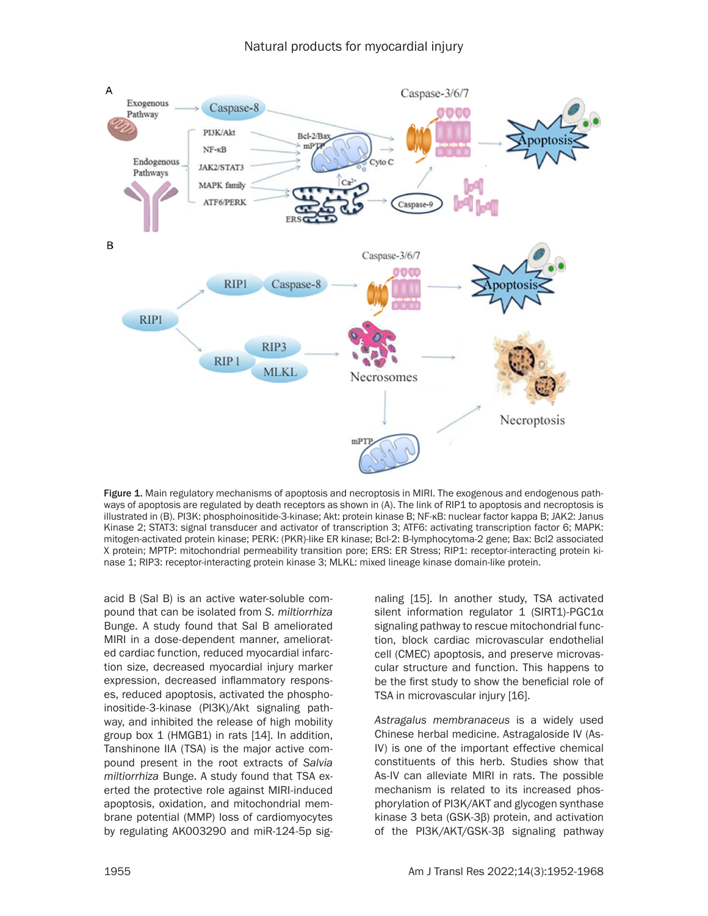**Figure 1.** Main regulatory mechanisms of apoptosis and necroptosis in MIRI. The exogenous and endogenous pathways of apoptosis are regulated by death receptors as shown in (A). The link of RIP1 to apoptosis and necroptosis is illustrated in (B). PI3K: phosphoinositide-3-kinase; Akt: protein kinase B; NF-κB: nuclear factor kappa B; JAK2: Janus Kinase 2; STAT3: signal transducer and activator of transcription 3; ATF6: activating transcription factor 6; MAPK: mitogen-activated protein kinase; PERK: (PKR)-like ER kinase; Bcl-2: B-lymphocytoma-2 gene; Bax: Bcl2 associated X protein; MPTP: mitochondrial permeability transition pore; ERS: ER Stress; RIP1: receptor-interacting protein kinase 1; RIP3: receptor-interacting protein kinase 3; MLKL: mixed lineage kinase domain-like protein.

acid B (Sal B) is an active water-soluble compound that can be isolated from *S. miltiorrhiza* Bunge. A study found that Sal B ameliorated MIRI in a dose-dependent manner, ameliorated cardiac function, reduced myocardial infarction size, decreased myocardial injury marker expression, decreased inflammatory responses, reduced apoptosis, activated the phosphoinositide-3-kinase (PI3K)/Akt signaling pathway, and inhibited the release of high mobility group box 1 (HMGB1) in rats [14]. In addition, Tanshinone IIA (TSA) is the major active compound present in the root extracts of *Salvia miltiorrhiza* Bunge. A study found that TSA exerted the protective role against MIRI-induced apoptosis, oxidation, and mitochondrial membrane potential (MMP) loss of cardiomyocytes by regulating AK003290 and miR-124-5p signaling [15]. In another study, TSA activated silent information regulator 1 (SIRT1)-PGC1α signaling pathway to rescue mitochondrial function, block cardiac microvascular endothelial cell (CMEC) apoptosis, and preserve microvascular structure and function. This happens to be the first study to show the beneficial role of TSA in microvascular injury [16].

*Astragalus membranaceus* is a widely used Chinese herbal medicine. Astragaloside IV (As-IV) is one of the important effective chemical constituents of this herb. Studies show that As-IV can alleviate MIRI in rats. The possible mechanism is related to its increased phosphorylation of PI3K/AKT and glycogen synthase kinase 3 beta (GSK-3β) protein, and activation of the PI3K/AKT/GSK-3β signaling pathway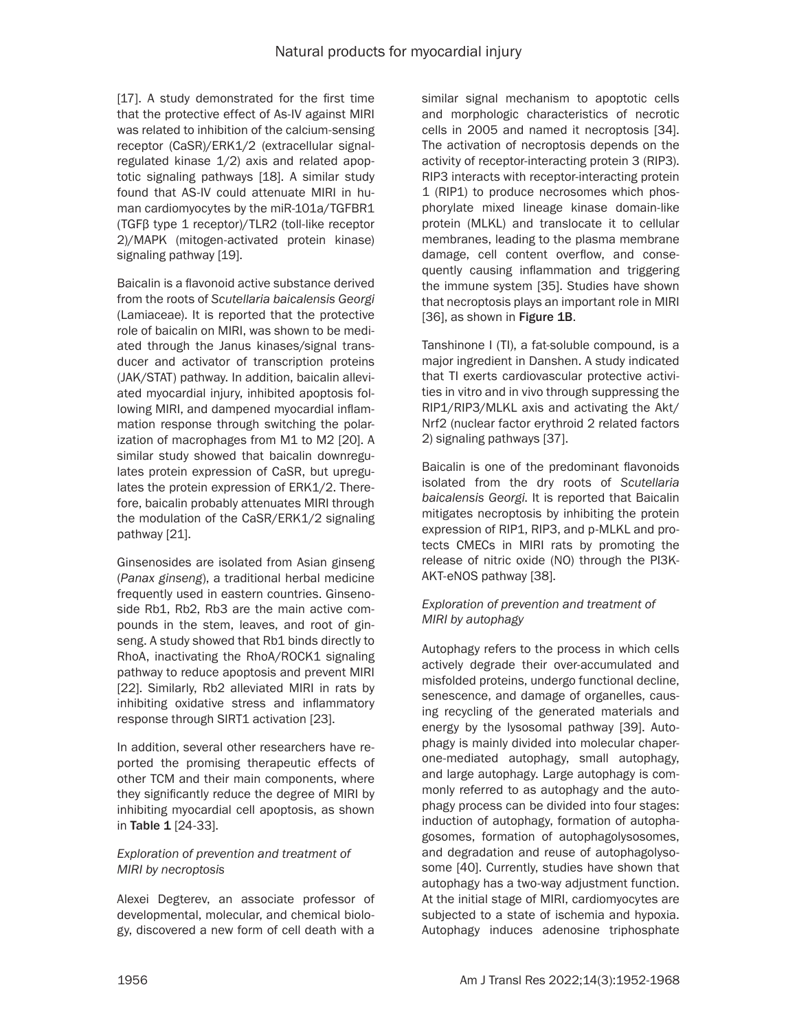[17]. A study demonstrated for the first time that the protective effect of As-IV against MIRI was related to inhibition of the calcium-sensing receptor (CaSR)/ERK1/2 (extracellular signal-regulated kinase 1/2) axis and related apoptotic signaling pathways [18]. A similar study found that AS-IV could attenuate MIRI in human cardiomyocytes by the miR-101a/TGFBR1 (TGFβ type 1 receptor)/TLR2 (toll-like receptor 2)/MAPK (mitogen-activated protein kinase) signaling pathway [19].

Baicalin is a flavonoid active substance derived from the roots of *Scutellaria baicalensis Georgi* (Lamiaceae). It is reported that the protective role of baicalin on MIRI, was shown to be mediated through the Janus kinases/signal transducer and activator of transcription proteins (JAK/STAT) pathway. In addition, baicalin alleviated myocardial injury, inhibited apoptosis following MIRI, and dampened myocardial inflammation response through switching the polarization of macrophages from M1 to M2 [20]. A similar study showed that baicalin downregulates protein expression of CaSR, but upregulates the protein expression of ERK1/2. Therefore, baicalin probably attenuates MIRI through the modulation of the CaSR/ERK1/2 signaling pathway [21].

Ginsenosides are isolated from Asian ginseng (*Panax ginseng*), a traditional herbal medicine frequently used in eastern countries. Ginsenoside Rb1, Rb2, Rb3 are the main active compounds in the stem, leaves, and root of ginseng. A study showed that Rb1 binds directly to RhoA, inactivating the RhoA/ROCK1 signaling pathway to reduce apoptosis and prevent MIRI [22]. Similarly, Rb2 alleviated MIRI in rats by inhibiting oxidative stress and inflammatory response through SIRT1 activation [23].

In addition, several other researchers have reported the promising therapeutic effects of other TCM and their main components, where they significantly reduce the degree of MIRI by inhibiting myocardial cell apoptosis, as shown in **Table 1** [24-33].

*Exploration of prevention and treatment of MIRI by necroptosis*

Alexei Degterev, an associate professor of developmental, molecular, and chemical biology, discovered a new form of cell death with a similar signal mechanism to apoptotic cells and morphologic characteristics of necrotic cells in 2005 and named it necroptosis [34]. The activation of necroptosis depends on the activity of receptor-interacting protein 3 (RIP3). RIP3 interacts with receptor-interacting protein 1 (RIP1) to produce necrosomes which phosphorylate mixed lineage kinase domain-like protein (MLKL) and translocate it to cellular membranes, leading to the plasma membrane damage, cell content overflow, and consequently causing inflammation and triggering the immune system [35]. Studies have shown that necroptosis plays an important role in MIRI [36], as shown in **Figure 1B**.

Tanshinone I (TI), a fat-soluble compound, is a major ingredient in Danshen. A study indicated that TI exerts cardiovascular protective activities in vitro and in vivo through suppressing the RIP1/RIP3/MLKL axis and activating the Akt/Nrf2 (nuclear factor erythroid 2 related factors 2) signaling pathways [37].

Baicalin is one of the predominant flavonoids isolated from the dry roots of *Scutellaria baicalensis Georgi*. It is reported that Baicalin mitigates necroptosis by inhibiting the protein expression of RIP1, RIP3, and p-MLKL and protects CMECs in MIRI rats by promoting the release of nitric oxide (NO) through the PI3K-AKT-eNOS pathway [38].

*Exploration of prevention and treatment of MIRI by autophagy*

Autophagy refers to the process in which cells actively degrade their over-accumulated and misfolded proteins, undergo functional decline, senescence, and damage of organelles, causing recycling of the generated materials and energy by the lysosomal pathway [39]. Autophagy is mainly divided into molecular chaperone-mediated autophagy, small autophagy, and large autophagy. Large autophagy is commonly referred to as autophagy and the autophagy process can be divided into four stages: induction of autophagy, formation of autophagosomes, formation of autophagolysosomes, and degradation and reuse of autophagolysosome [40]. Currently, studies have shown that autophagy has a two-way adjustment function. At the initial stage of MIRI, cardiomyocytes are subjected to a state of ischemia and hypoxia. Autophagy induces adenosine triphosphate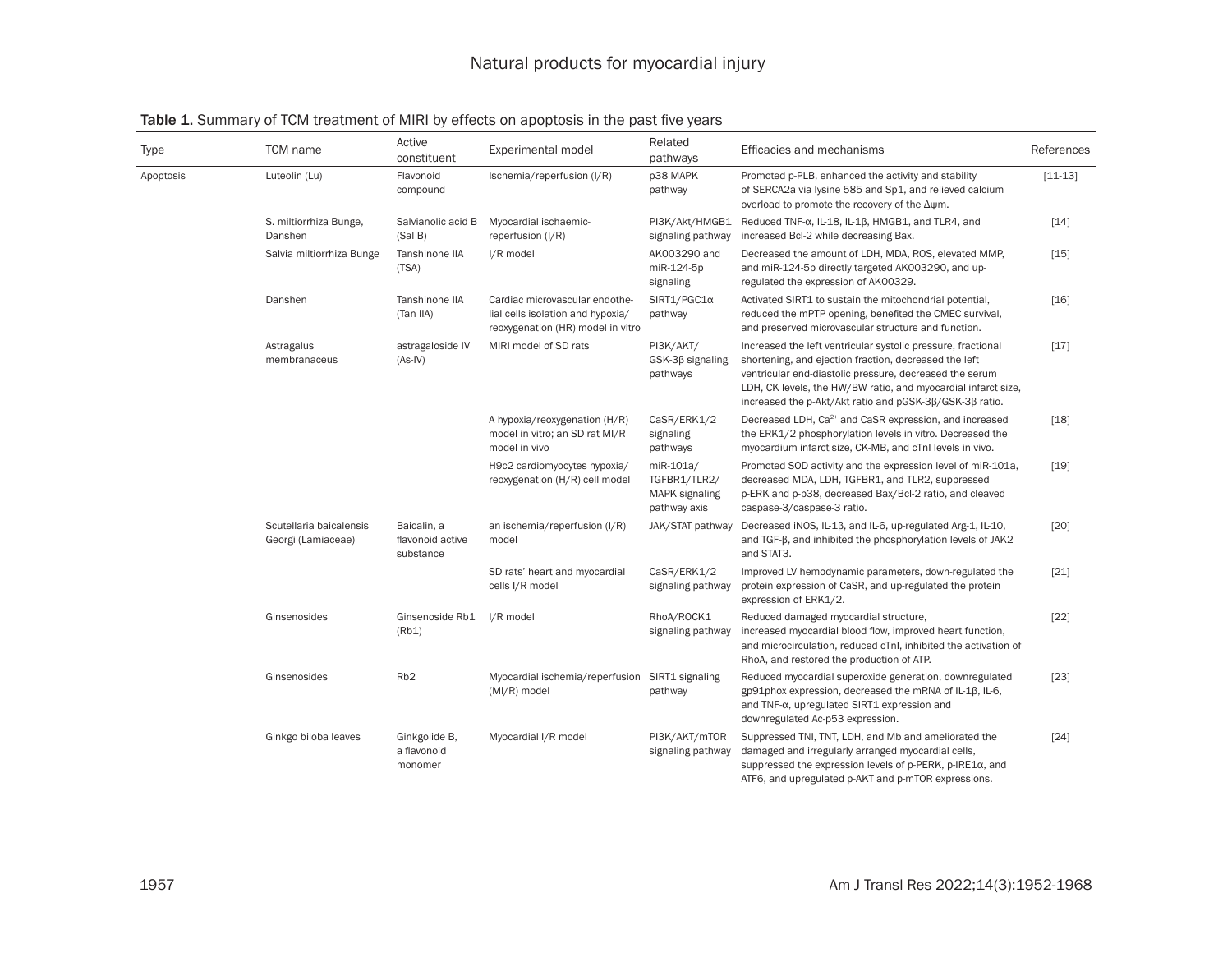Table 1. Summary of TCM treatment of MIRI by effects on apoptosis in the past five years

| Type | TCM name | Active constituent | Experimental model | Related pathways | Efficacies and mechanisms | References |
|---|---|---|---|---|---|---|
| Apoptosis | Luteolin (Lu) | Flavonoid compound | Ischemia/reperfusion (I/R) | p38 MAPK pathway | Promoted p-PLB, enhanced the activity and stability of SERCA2a via lysine 585 and Sp1, and relieved calcium overload to promote the recovery of the Δψm. | [11-13] |
| | S. miltiorrhiza Bunge, Danshen | Salvianolic acid B (Sal B) | Myocardial ischaemic-reperfusion (I/R) | PI3K/Akt/HMGB1 signaling pathway | Reduced TNF-α, IL-18, IL-1β, HMGB1, and TLR4, and increased Bcl-2 while decreasing Bax. | [14] |
| | Salvia miltiorrhiza Bunge | Tanshinone IIA (TSA) | I/R model | AK003290 and miR-124-5p signaling | Decreased the amount of LDH, MDA, ROS, elevated MMP, and miR-124-5p directly targeted AK003290, and up-regulated the expression of AK00329. | [15] |
| | Danshen | Tanshinone IIA (Tan IIA) | Cardiac microvascular endothelial cells isolation and hypoxia/reoxygenation (HR) model in vitro | SIRT1/PGC1α pathway | Activated SIRT1 to sustain the mitochondrial potential, reduced the mPTP opening, benefited the CMEC survival, and preserved microvascular structure and function. | [16] |
| | Astragalus membranaceus | astragaloside IV (As-IV) | MIRI model of SD rats | PI3K/AKT/GSK-3β signaling pathways | Increased the left ventricular systolic pressure, fractional shortening, and ejection fraction, decreased the left ventricular end-diastolic pressure, decreased the serum LDH, CK levels, the HW/BW ratio, and myocardial infarct size, increased the p-Akt/Akt ratio and pGSK-3β/GSK-3β ratio. | [17] |
| | | | A hypoxia/reoxygenation (H/R) model in vitro; an SD rat MI/R model in vivo | CaSR/ERK1/2 signaling pathways | Decreased LDH, $Ca^{2+}$ and CaSR expression, and increased the ERK1/2 phosphorylation levels in vitro. Decreased the myocardium infarct size, CK-MB, and cTnI levels in vivo. | [18] |
| | | | H9c2 cardiomyocytes hypoxia/reoxygenation (H/R) cell model | miR-101a/TGFBR1/TLR2/MAPK signaling pathway axis | Promoted SOD activity and the expression level of miR-101a, decreased MDA, LDH, TGFBR1, and TLR2, suppressed p-ERK and p-p38, decreased Bax/Bcl-2 ratio, and cleaved caspase-3/caspase-3 ratio. | [19] |
| | Scutellaria baicalensis Georgi (Lamiaceae) | Baicalin, a flavonoid active substance | an ischemia/reperfusion (I/R) model | JAK/STAT pathway | Decreased iNOS, IL-1β, and IL-6, up-regulated Arg-1, IL-10, and TGF-β, and inhibited the phosphorylation levels of JAK2 and STAT3. | [20] |
| | | | SD rats' heart and myocardial cells I/R model | CaSR/ERK1/2 signaling pathway | Improved LV hemodynamic parameters, down-regulated the protein expression of CaSR, and up-regulated the protein expression of ERK1/2. | [21] |
| | Ginsenosides | Ginsenoside Rb1 (Rb1) | I/R model | RhoA/ROCK1 signaling pathway | Reduced damaged myocardial structure, increased myocardial blood flow, improved heart function, and microcirculation, reduced cTnI, inhibited the activation of RhoA, and restored the production of ATP. | [22] |
| | Ginsenosides | Rb2 | Myocardial ischemia/reperfusion (MI/R) model | SIRT1 signaling pathway | Reduced myocardial superoxide generation, downregulated gp91phox expression, decreased the mRNA of IL-1β, IL-6, and TNF-α, upregulated SIRT1 expression and downregulated Ac-p53 expression. | [23] |
| | Ginkgo biloba leaves | Ginkgolide B, a flavonoid monomer | Myocardial I/R model | PI3K/AKT/mTOR signaling pathway | Suppressed TNI, TNT, LDH, and Mb and ameliorated the damaged and irregularly arranged myocardial cells, suppressed the expression levels of p-PERK, p-IRE1α, and ATF6, and upregulated p-AKT and p-mTOR expressions. | [24] |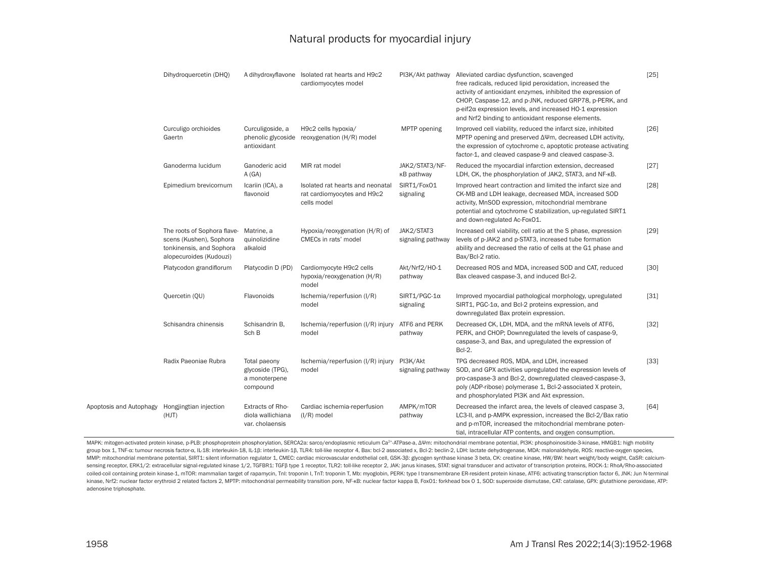| | | | | | | |
|---|---|---|---|---|---|---|
| | Dihydroquercetin (DHQ) | A dihydroxyflavone | Isolated rat hearts and H9c2 cardiomyocytes model | PI3K/Akt pathway | Alleviated cardiac dysfunction, scavenged free radicals, reduced lipid peroxidation, increased the activity of antioxidant enzymes, inhibited the expression of CHOP, Caspase-12, and p-JNK, reduced GRP78, p-PERK, and p-eif2α expression levels, and increased HO-1 expression and Nrf2 binding to antioxidant response elements. | [25] |
| | Curculigo orchioides Gaertn | Curculigoside, a phenolic glycoside antioxidant | H9c2 cells hypoxia/reoxygenation (H/R) model | MPTP opening | Improved cell viability, reduced the infarct size, inhibited MPTP opening and preserved ΔΨm, decreased LDH activity, the expression of cytochrome c, apoptotic protease activating factor-1, and cleaved caspase-9 and cleaved caspase-3. | [26] |
| | Ganoderma lucidum | Ganoderic acid A (GA) | MIR rat model | JAK2/STAT3/NF-κB pathway | Reduced the myocardial infarction extension, decreased LDH, CK, the phosphorylation of JAK2, STAT3, and NF-κB. | [27] |
| | Epimedium brevicornum | Icariin (ICA), a flavonoid | Isolated rat hearts and neonatal rat cardiomyocytes and H9c2 cells model | SIRT1/FoxO1 signaling | Improved heart contraction and limited the infarct size and CK-MB and LDH leakage, decreased MDA, increased SOD activity, MnSOD expression, mitochondrial membrane potential and cytochrome C stabilization, up-regulated SIRT1 and down-regulated Ac-FoxO1. | [28] |
| | The roots of Sophora flavescens (Kushen), Sophora tonkinensis, and Sophora alopecuroides (Kudouzi) | Matrine, a quinolizidine alkaloid | Hypoxia/reoxygenation (H/R) of CMECs in rats' model | JAK2/STAT3 signaling pathway | Increased cell viability, cell ratio at the S phase, expression levels of p-JAK2 and p-STAT3, increased tube formation ability and decreased the ratio of cells at the G1 phase and Bax/Bcl-2 ratio. | [29] |
| | Platycodon grandiflorum | Platycodin D (PD) | Cardiomyocyte H9c2 cells hypoxia/reoxygenation (H/R) model | Akt/Nrf2/HO-1 pathway | Decreased ROS and MDA, increased SOD and CAT, reduced Bax cleaved caspase-3, and induced Bcl-2. | [30] |
| | Quercetin (QU) | Flavonoids | Ischemia/reperfusion (I/R) model | SIRT1/PGC-1α signaling | Improved myocardial pathological morphology, upregulated SIRT1, PGC-1α, and Bcl-2 proteins expression, and downregulated Bax protein expression. | [31] |
| | Schisandra chinensis | Schisandrin B, Sch B | Ischemia/reperfusion (I/R) injury model | ATF6 and PERK pathway | Decreased CK, LDH, MDA, and the mRNA levels of ATF6, PERK, and CHOP; Downregulated the levels of caspase-9, caspase-3, and Bax, and upregulated the expression of Bcl-2. | [32] |
| | Radix Paeoniae Rubra | Total paeony glycoside (TPG), a monoterpene compound | Ischemia/reperfusion (I/R) injury model | PI3K/Akt signaling pathway | TPG decreased ROS, MDA, and LDH, increased SOD, and GPX activities upregulated the expression levels of pro-caspase-3 and Bcl-2, downregulated cleaved-caspase-3, poly (ADP-ribose) polymerase 1, Bcl-2-associated X protein, and phosphorylated PI3K and Akt expression. | [33] |
| Apoptosis and Autophagy | Hongjingtian injection (HJT) | Extracts of Rhodiola wallichiana var. cholaensis | Cardiac ischemia-reperfusion (I/R) model | AMPK/mTOR pathway | Decreased the infarct area, the levels of cleaved caspase 3, LC3-II, and p-AMPK expression, increased the Bcl-2/Bax ratio and p-mTOR, increased the mitochondrial membrane potential, intracellular ATP contents, and oxygen consumption. | [64] |

MAPK: mitogen-activated protein kinase, p-PLB: phosphoprotein phosphorylation, SERCA2a: sarco/endoplasmic reticulum $Ca^{2+}$-ATPase-a, ΔΨm: mitochondrial membrane potential, PI3K: phosphoinositide-3-kinase, HMGB1: high mobility group box 1, TNF-α: tumour necrosis factor-α, IL-18: interleukin-18, IL-1β: interleukin-1β, TLR4: toll-like receptor 4, Bax: bcl-2 associated x, Bcl-2: beclin-2, LDH: lactate dehydrogenase, MDA: malonaldehyde, ROS: reactive-oxygen species, MMP: mitochondrial membrane potential, SIRT1: silent information regulator 1, CMEC: cardiac microvascular endothelial cell, GSK-3β: glycogen synthase kinase 3 beta, CK: creatine kinase, HW/BW: heart weight/body weight, CaSR: calcium-sensing receptor, ERK1/2: extracellular signal-regulated kinase 1/2, TGFBR1: TGFβ type 1 receptor, TLR2: toll-like receptor 2, JAK: janus kinases, STAT: signal transducer and activator of transcription proteins, ROCK-1: RhoA/Rho-associated coiled-coil containing protein kinase-1, mTOR: mammalian target of rapamycin, TnI: troponin I, TnT: troponin T, Mb: myoglobin, PERK: type I transmembrane ER-resident protein kinase, ATF6: activating transcription factor 6, JNK: Jun N-terminal kinase, Nrf2: nuclear factor erythroid 2 related factors 2, MPTP: mitochondrial permeability transition pore, NF-κB: nuclear factor kappa B, FoxO1: forkhead box O 1, SOD: superoxide dismutase, CAT: catalase, GPX: glutathione peroxidase, ATP: adenosine triphosphate.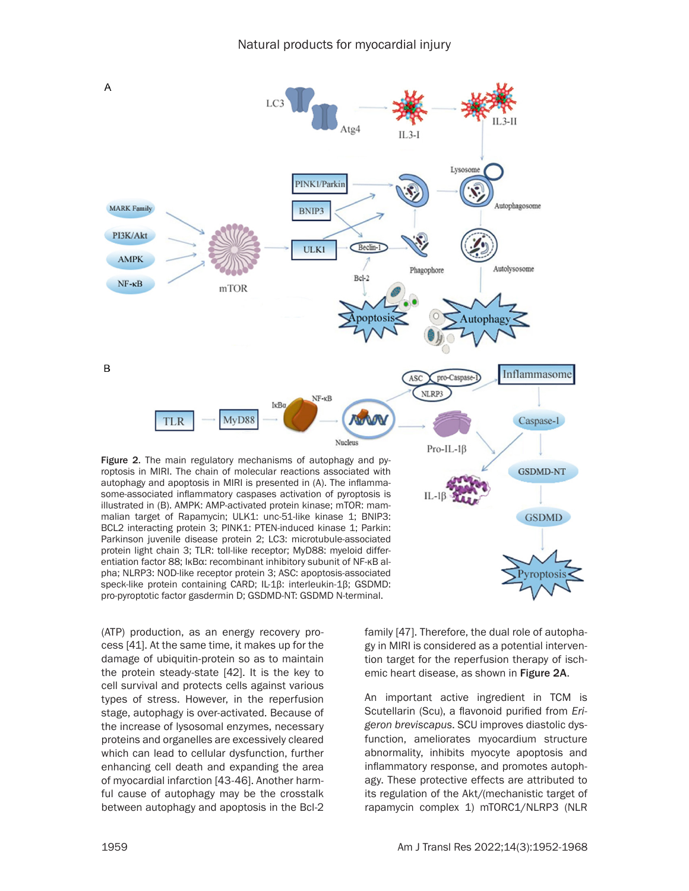Figure 2. The main regulatory mechanisms of autophagy and pyroptosis in MIRI. The chain of molecular reactions associated with autophagy and apoptosis in MIRI is presented in (A). The inflammasome-associated inflammatory caspases activation of pyroptosis is illustrated in (B). AMPK: AMP-activated protein kinase; mTOR: mammalian target of Rapamycin; ULK1: unc-51-like kinase 1; BNIP3: BCL2 interacting protein 3; PINK1: PTEN-induced kinase 1; Parkin: Parkinson juvenile disease protein 2; LC3: microtubule-associated protein light chain 3; TLR: toll-like receptor; MyD88: myeloid differentiation factor 88; IκBα: recombinant inhibitory subunit of NF-κB alpha; NLRP3: NOD-like receptor protein 3; ASC: apoptosis-associated speck-like protein containing CARD; IL-1β: interleukin-1β; GSDMD: pro-pyroptotic factor gasdermin D; GSDMD-NT: GSDMD N-terminal.

(ATP) production, as an energy recovery process [41]. At the same time, it makes up for the damage of ubiquitin-protein so as to maintain the protein steady-state [42]. It is the key to cell survival and protects cells against various types of stress. However, in the reperfusion stage, autophagy is over-activated. Because of the increase of lysosomal enzymes, necessary proteins and organelles are excessively cleared which can lead to cellular dysfunction, further enhancing cell death and expanding the area of myocardial infarction [43-46]. Another harmful cause of autophagy may be the crosstalk between autophagy and apoptosis in the Bcl-2 family [47]. Therefore, the dual role of autophagy in MIRI is considered as a potential intervention target for the reperfusion therapy of ischemic heart disease, as shown in **Figure 2A**.

An important active ingredient in TCM is Scutellarin (Scu), a flavonoid purified from *Erigeron breviscapus*. SCU improves diastolic dysfunction, ameliorates myocardium structure abnormality, inhibits myocyte apoptosis and inflammatory response, and promotes autophagy. These protective effects are attributed to its regulation of the Akt/(mechanistic target of rapamycin complex 1) mTORC1/NLRP3 (NLR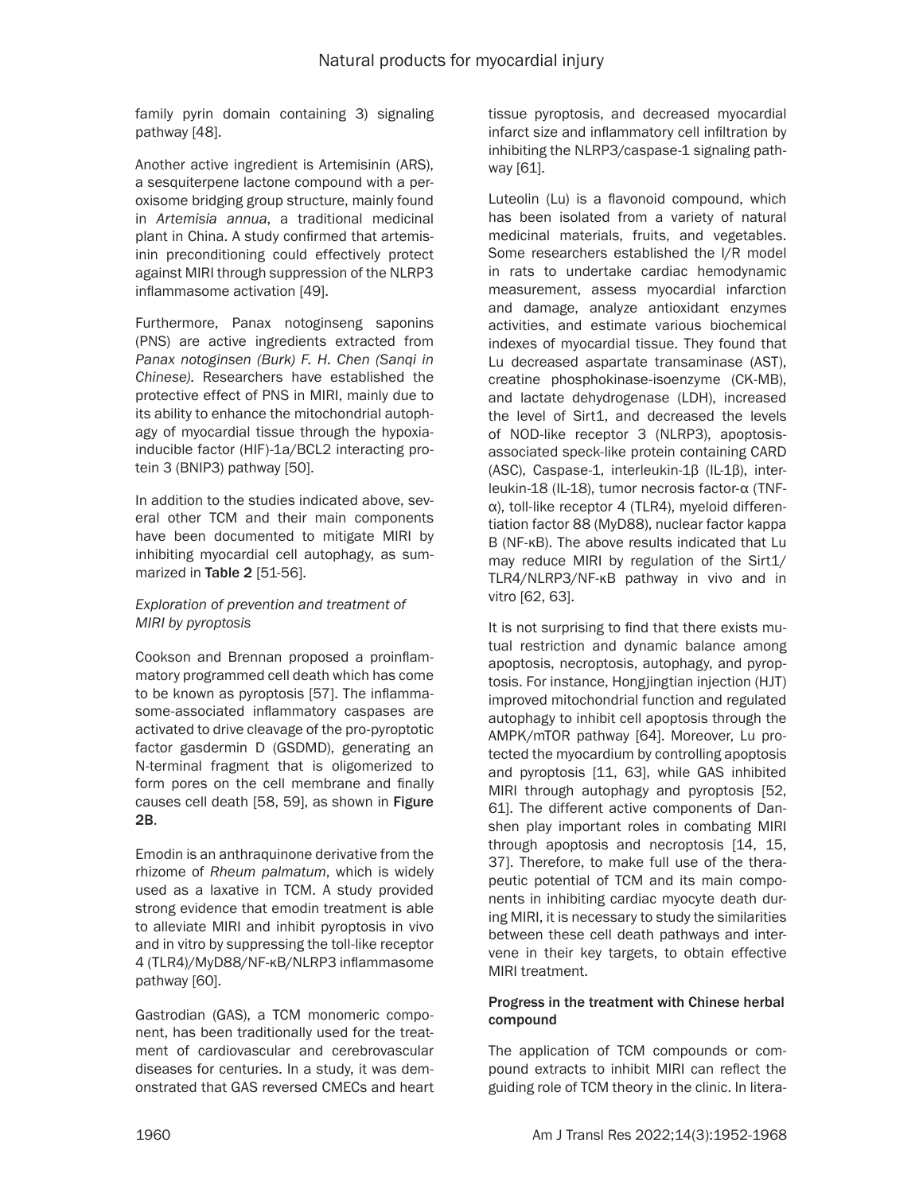family pyrin domain containing 3) signaling pathway [48].

Another active ingredient is Artemisinin (ARS), a sesquiterpene lactone compound with a peroxisome bridging group structure, mainly found in *Artemisia annua*, a traditional medicinal plant in China. A study confirmed that artemisinin preconditioning could effectively protect against MIRI through suppression of the NLRP3 inflammasome activation [49].

Furthermore, Panax notoginseng saponins (PNS) are active ingredients extracted from *Panax notoginsen (Burk) F. H. Chen (Sanqi in Chinese)*. Researchers have established the protective effect of PNS in MIRI, mainly due to its ability to enhance the mitochondrial autophagy of myocardial tissue through the hypoxia-inducible factor (HIF)-1a/BCL2 interacting protein 3 (BNIP3) pathway [50].

In addition to the studies indicated above, several other TCM and their main components have been documented to mitigate MIRI by inhibiting myocardial cell autophagy, as summarized in **Table 2** [51-56].

### *Exploration of prevention and treatment of MIRI by pyroptosis*

Cookson and Brennan proposed a proinflammatory programmed cell death which has come to be known as pyroptosis [57]. The inflammasome-associated inflammatory caspases are activated to drive cleavage of the pro-pyroptotic factor gasdermin D (GSDMD), generating an N-terminal fragment that is oligomerized to form pores on the cell membrane and finally causes cell death [58, 59], as shown in **Figure 2B**.

Emodin is an anthraquinone derivative from the rhizome of *Rheum palmatum*, which is widely used as a laxative in TCM. A study provided strong evidence that emodin treatment is able to alleviate MIRI and inhibit pyroptosis in vivo and in vitro by suppressing the toll-like receptor 4 (TLR4)/MyD88/NF-κB/NLRP3 inflammasome pathway [60].

Gastrodian (GAS), a TCM monomeric component, has been traditionally used for the treatment of cardiovascular and cerebrovascular diseases for centuries. In a study, it was demonstrated that GAS reversed CMECs and heart tissue pyroptosis, and decreased myocardial infarct size and inflammatory cell infiltration by inhibiting the NLRP3/caspase-1 signaling pathway [61].

Luteolin (Lu) is a flavonoid compound, which has been isolated from a variety of natural medicinal materials, fruits, and vegetables. Some researchers established the I/R model in rats to undertake cardiac hemodynamic measurement, assess myocardial infarction and damage, analyze antioxidant enzymes activities, and estimate various biochemical indexes of myocardial tissue. They found that Lu decreased aspartate transaminase (AST), creatine phosphokinase-isoenzyme (CK-MB), and lactate dehydrogenase (LDH), increased the level of Sirt1, and decreased the levels of NOD-like receptor 3 (NLRP3), apoptosis-associated speck-like protein containing CARD (ASC), Caspase-1, interleukin-1β (IL-1β), interleukin-18 (IL-18), tumor necrosis factor-α (TNF-α), toll-like receptor 4 (TLR4), myeloid differentiation factor 88 (MyD88), nuclear factor kappa B (NF-κB). The above results indicated that Lu may reduce MIRI by regulation of the Sirt1/TLR4/NLRP3/NF-κB pathway in vivo and in vitro [62, 63].

It is not surprising to find that there exists mutual restriction and dynamic balance among apoptosis, necroptosis, autophagy, and pyroptosis. For instance, Hongjingtian injection (HJT) improved mitochondrial function and regulated autophagy to inhibit cell apoptosis through the AMPK/mTOR pathway [64]. Moreover, Lu protected the myocardium by controlling apoptosis and pyroptosis [11, 63], while GAS inhibited MIRI through autophagy and pyroptosis [52, 61]. The different active components of Danshen play important roles in combating MIRI through apoptosis and necroptosis [14, 15, 37]. Therefore, to make full use of the therapeutic potential of TCM and its main components in inhibiting cardiac myocyte death during MIRI, it is necessary to study the similarities between these cell death pathways and intervene in their key targets, to obtain effective MIRI treatment.

## Progress in the treatment with Chinese herbal compound

The application of TCM compounds or compound extracts to inhibit MIRI can reflect the guiding role of TCM theory in the clinic. In litera-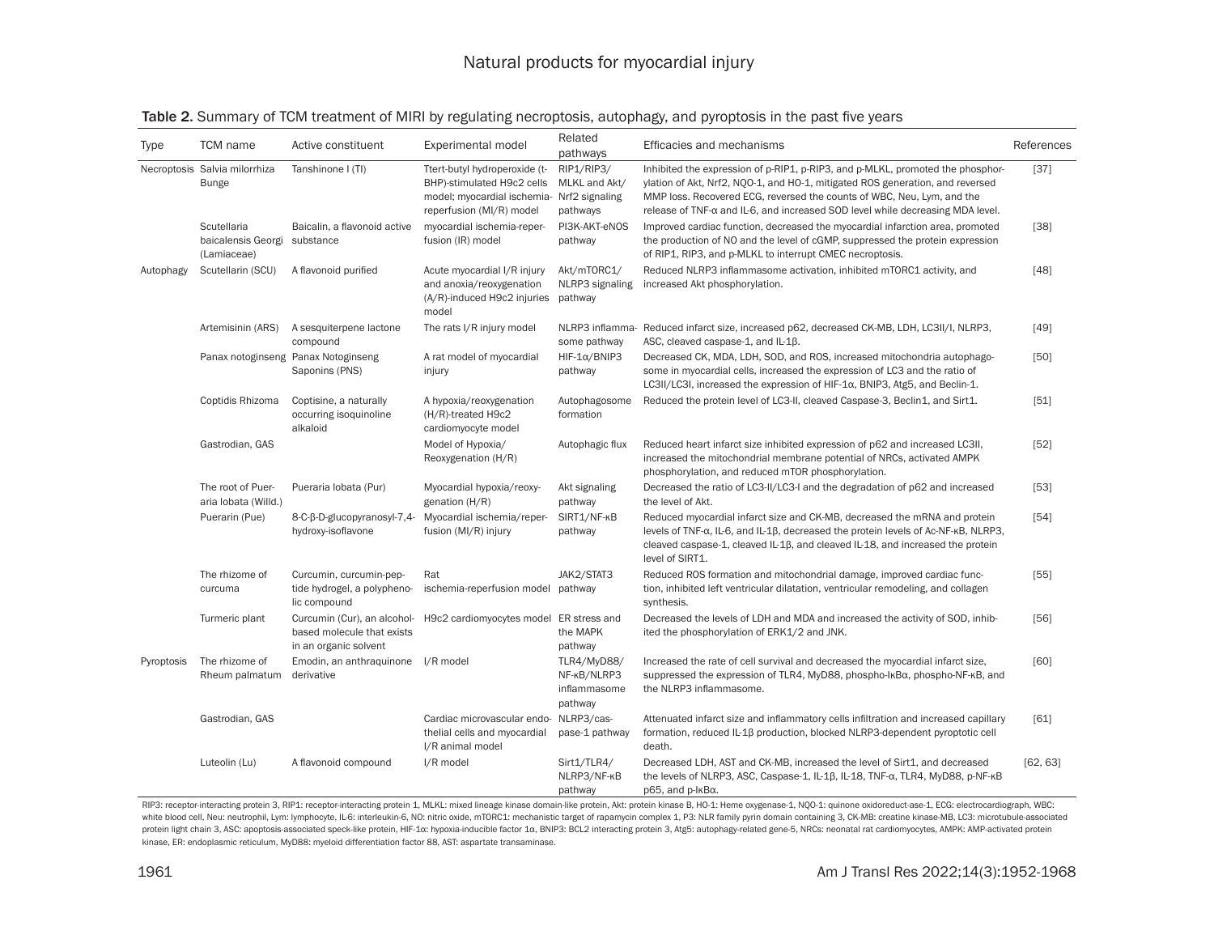**Table 2.** Summary of TCM treatment of MIRI by regulating necroptosis, autophagy, and pyroptosis in the past five years

| Type | TCM name | Active constituent | Experimental model | Related pathways | Efficacies and mechanisms | References |
|---|---|---|---|---|---|---|
| Necroptosis | Salvia milorrhiza Bunge | Tanshinone I (TI) | Ttert-butyl hydroperoxide (t-BHP)-stimulated H9c2 cells model; myocardial ischemia-reperfusion (MI/R) model | RIP1/RIP3/MLKL and Akt/Nrf2 signaling pathways | Inhibited the expression of p-RIP1, p-RIP3, and p-MLKL, promoted the phosphorylation of Akt, Nrf2, NQO-1, and HO-1, mitigated ROS generation, and reversed MMP loss. Recovered ECG, reversed the counts of WBC, Neu, Lym, and the release of TNF-α and IL-6, and increased SOD level while decreasing MDA level. | [37] |
| | Scutellaria baicalensis Georgi (Lamiaceae) | Baicalin, a flavonoid active substance | myocardial ischemia-reperfusion (IR) model | PI3K-AKT-eNOS pathway | Improved cardiac function, decreased the myocardial infarction area, promoted the production of NO and the level of cGMP, suppressed the protein expression of RIP1, RIP3, and p-MLKL to interrupt CMEC necroptosis. | [38] |
| Autophagy | Scutellarin (SCU) | A flavonoid purified | Acute myocardial I/R injury and anoxia/reoxygenation (A/R)-induced H9c2 injuries model | Akt/mTORC1/NLRP3 signaling pathway | Reduced NLRP3 inflammasome activation, inhibited mTORC1 activity, and increased Akt phosphorylation. | [48] |
| | Artemisinin (ARS) | A sesquiterpene lactone compound | The rats I/R injury model | NLRP3 inflammasome pathway | Reduced infarct size, increased p62, decreased CK-MB, LDH, LC3II/I, NLRP3, ASC, cleaved caspase-1, and IL-1β. | [49] |
| | Panax notoginseng | Panax Notoginseng Saponins (PNS) | A rat model of myocardial injury | HIF-1α/BNIP3 pathway | Decreased CK, MDA, LDH, SOD, and ROS, increased mitochondria autophagosome in myocardial cells, increased the expression of LC3 and the ratio of LC3II/LC3I, increased the expression of HIF-1α, BNIP3, Atg5, and Beclin-1. | [50] |
| | Coptidis Rhizoma | Coptisine, a naturally occurring isoquinoline alkaloid | A hypoxia/reoxygenation (H/R)-treated H9c2 cardiomyocyte model | Autophagosome formation | Reduced the protein level of LC3-II, cleaved Caspase-3, Beclin1, and Sirt1. | [51] |
| | Gastrodian, GAS | | Model of Hypoxia/Reoxygenation (H/R) | Autophagic flux | Reduced heart infarct size inhibited expression of p62 and increased LC3II, increased the mitochondrial membrane potential of NRCs, activated AMPK phosphorylation, and reduced mTOR phosphorylation. | [52] |
| | The root of Pueraria lobata (Willd.) | Pueraria lobata (Pur) | Myocardial hypoxia/reoxygenation (H/R) | Akt signaling pathway | Decreased the ratio of LC3-II/LC3-I and the degradation of p62 and increased the level of Akt. | [53] |
| | Puerarin (Pue) | 8-C-β-D-glucopyranosyl-7,4-hydroxy-isoflavone | Myocardial ischemia/reperfusion (MI/R) injury | SIRT1/NF-κB pathway | Reduced myocardial infarct size and CK-MB, decreased the mRNA and protein levels of TNF-α, IL-6, and IL-1β, decreased the protein levels of Ac-NF-κB, NLRP3, cleaved caspase-1, cleaved IL-1β, and cleaved IL-18, and increased the protein level of SIRT1. | [54] |
| | The rhizome of curcuma | Curcumin, curcumin-peptide hydrogel, a polyphenolic compound | Rat ischemia-reperfusion model | JAK2/STAT3 pathway | Reduced ROS formation and mitochondrial damage, improved cardiac function, inhibited left ventricular dilatation, ventricular remodeling, and collagen synthesis. | [55] |
| | Turmeric plant | Curcumin (Cur), an alcohol-based molecule that exists in an organic solvent | H9c2 cardiomyocytes model | ER stress and the MAPK pathway | Decreased the levels of LDH and MDA and increased the activity of SOD, inhibited the phosphorylation of ERK1/2 and JNK. | [56] |
| Pyroptosis | The rhizome of Rheum palmatum | Emodin, an anthraquinone derivative | I/R model | TLR4/MyD88/NF-κB/NLRP3 inflammasome pathway | Increased the rate of cell survival and decreased the myocardial infarct size, suppressed the expression of TLR4, MyD88, phospho-IκBα, phospho-NF-κB, and the NLRP3 inflammasome. | [60] |
| | Gastrodian, GAS | | Cardiac microvascular endothelial cells and myocardial I/R animal model | NLRP3/caspase-1 pathway | Attenuated infarct size and inflammatory cells infiltration and increased capillary formation, reduced IL-1β production, blocked NLRP3-dependent pyroptotic cell death. | [61] |
| | Luteolin (Lu) | A flavonoid compound | I/R model | Sirt1/TLR4/NLRP3/NF-κB pathway | Decreased LDH, AST and CK-MB, increased the level of Sirt1, and decreased the levels of NLRP3, ASC, Caspase-1, IL-1β, IL-18, TNF-α, TLR4, MyD88, p-NF-κB p65, and p-IκBα. | [62, 63] |

RIP3: receptor-interacting protein 3, RIP1: receptor-interacting protein 1, MLKL: mixed lineage kinase domain-like protein, Akt: protein kinase B, HO-1: Heme oxygenase-1, NQO-1: quinone oxidoreduct-ase-1, ECG: electrocardiograph, WBC: white blood cell, Neu: neutrophil, Lym: lymphocyte, IL-6: interleukin-6, NO: nitric oxide, mTORC1: mechanistic target of rapamycin complex 1, P3: NLR family pyrin domain containing 3, CK-MB: creatine kinase-MB, LC3: microtubule-associated protein light chain 3, ASC: apoptosis-associated speck-like protein, HIF-1α: hypoxia-inducible factor 1α, BNIP3: BCL2 interacting protein 3, Atg5: autophagy-related gene-5, NRCs: neonatal rat cardiomyocytes, AMPK: AMP-activated protein kinase, ER: endoplasmic reticulum, MyD88: myeloid differentiation factor 88, AST: aspartate transaminase.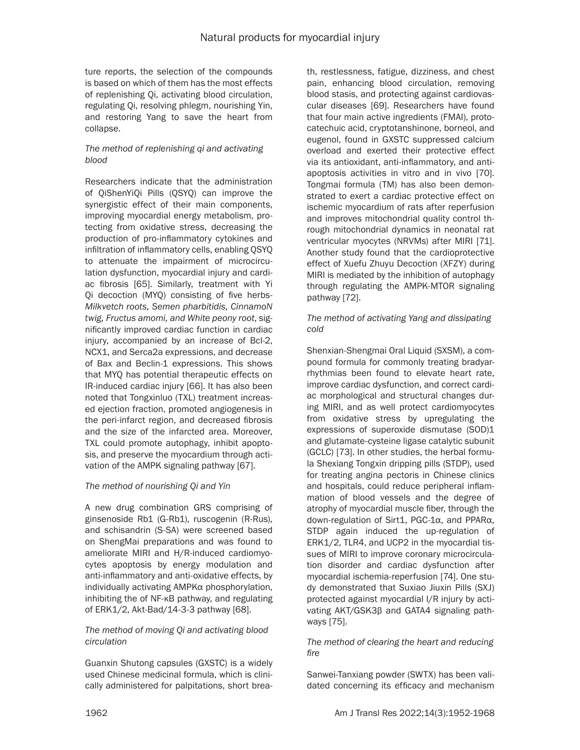ture reports, the selection of the compounds is based on which of them has the most effects of replenishing Qi, activating blood circulation, regulating Qi, resolving phlegm, nourishing Yin, and restoring Yang to save the heart from collapse.

*The method of replenishing qi and activating blood*

Researchers indicate that the administration of QiShenYiQi Pills (QSYQ) can improve the synergistic effect of their main components, improving myocardial energy metabolism, protecting from oxidative stress, decreasing the production of pro-inflammatory cytokines and infiltration of inflammatory cells, enabling QSYQ to attenuate the impairment of microcirculation dysfunction, myocardial injury and cardiac fibrosis [65]. Similarly, treatment with Yi Qi decoction (MYQ) consisting of five herbs-*Milkvetch roots, Semen pharbitidis, CinnamoN twig, Fructus amomi, and White peony root*, significantly improved cardiac function in cardiac injury, accompanied by an increase of Bcl-2, NCX1, and Serca2a expressions, and decrease of Bax and Beclin-1 expressions. This shows that MYQ has potential therapeutic effects on IR-induced cardiac injury [66]. It has also been noted that Tongxinluo (TXL) treatment increased ejection fraction, promoted angiogenesis in the peri-infarct region, and decreased fibrosis and the size of the infarcted area. Moreover, TXL could promote autophagy, inhibit apoptosis, and preserve the myocardium through activation of the AMPK signaling pathway [67].

*The method of nourishing Qi and Yin*

A new drug combination GRS comprising of ginsenoside Rb1 (G-Rb1), ruscogenin (R-Rus), and schisandrin (S-SA) were screened based on ShengMai preparations and was found to ameliorate MIRI and H/R-induced cardiomyocytes apoptosis by energy modulation and anti-inflammatory and anti-oxidative effects, by individually activating AMPKα phosphorylation, inhibiting the of NF-κB pathway, and regulating of ERK1/2, Akt-Bad/14-3-3 pathway [68].

*The method of moving Qi and activating blood circulation*

Guanxin Shutong capsules (GXSTC) is a widely used Chinese medicinal formula, which is clinically administered for palpitations, short breath, restlessness, fatigue, dizziness, and chest pain, enhancing blood circulation, removing blood stasis, and protecting against cardiovascular diseases [69]. Researchers have found that four main active ingredients (FMAI), protocatechuic acid, cryptotanshinone, borneol, and eugenol, found in GXSTC suppressed calcium overload and exerted their protective effect via its antioxidant, anti-inflammatory, and anti-apoptosis activities in vitro and in vivo [70]. Tongmai formula (TM) has also been demonstrated to exert a cardiac protective effect on ischemic myocardium of rats after reperfusion and improves mitochondrial quality control through mitochondrial dynamics in neonatal rat ventricular myocytes (NRVMs) after MIRI [71]. Another study found that the cardioprotective effect of Xuefu Zhuyu Decoction (XFZY) during MIRI is mediated by the inhibition of autophagy through regulating the AMPK-MTOR signaling pathway [72].

*The method of activating Yang and dissipating cold*

Shenxian-Shengmai Oral Liquid (SXSM), a compound formula for commonly treating bradyarrhythmias been found to elevate heart rate, improve cardiac dysfunction, and correct cardiac morphological and structural changes during MIRI, and as well protect cardiomyocytes from oxidative stress by upregulating the expressions of superoxide dismutase (SOD)1 and glutamate-cysteine ligase catalytic subunit (GCLC) [73]. In other studies, the herbal formula Shexiang Tongxin dripping pills (STDP), used for treating angina pectoris in Chinese clinics and hospitals, could reduce peripheral inflammation of blood vessels and the degree of atrophy of myocardial muscle fiber, through the down-regulation of Sirt1, PGC-1α, and PPARα, STDP again induced the up-regulation of ERK1/2, TLR4, and UCP2 in the myocardial tissues of MIRI to improve coronary microcirculation disorder and cardiac dysfunction after myocardial ischemia-reperfusion [74]. One study demonstrated that Suxiao Jiuxin Pills (SXJ) protected against myocardial I/R injury by activating AKT/GSK3β and GATA4 signaling pathways [75].

*The method of clearing the heart and reducing fire*

Sanwei-Tanxiang powder (SWTX) has been validated concerning its efficacy and mechanism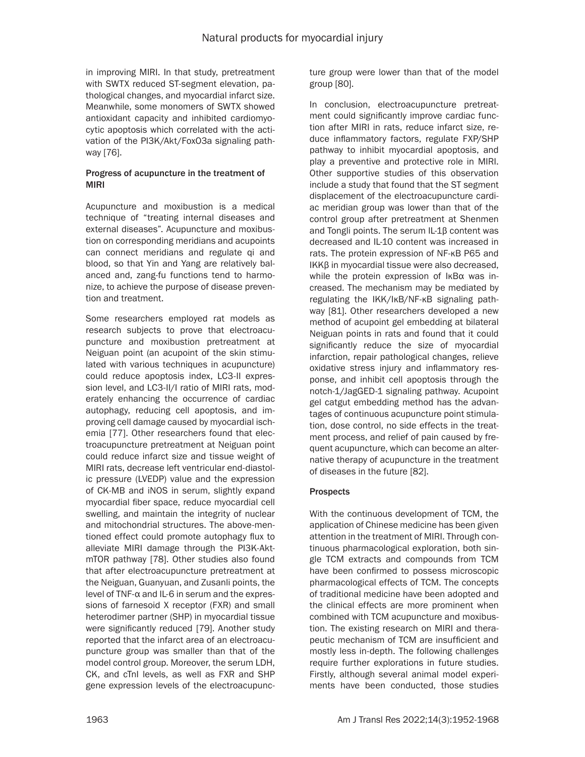in improving MIRI. In that study, pretreatment with SWTX reduced ST-segment elevation, pathological changes, and myocardial infarct size. Meanwhile, some monomers of SWTX showed antioxidant capacity and inhibited cardiomyocytic apoptosis which correlated with the activation of the PI3K/Akt/FoxO3a signaling pathway [76].

### Progress of acupuncture in the treatment of MIRI

Acupuncture and moxibustion is a medical technique of "treating internal diseases and external diseases". Acupuncture and moxibustion on corresponding meridians and acupoints can connect meridians and regulate qi and blood, so that Yin and Yang are relatively balanced and, zang-fu functions tend to harmonize, to achieve the purpose of disease prevention and treatment.

Some researchers employed rat models as research subjects to prove that electroacupuncture and moxibustion pretreatment at Neiguan point (an acupoint of the skin stimulated with various techniques in acupuncture) could reduce apoptosis index, LC3-II expression level, and LC3-II/I ratio of MIRI rats, moderately enhancing the occurrence of cardiac autophagy, reducing cell apoptosis, and improving cell damage caused by myocardial ischemia [77]. Other researchers found that electroacupuncture pretreatment at Neiguan point could reduce infarct size and tissue weight of MIRI rats, decrease left ventricular end-diastolic pressure (LVEDP) value and the expression of CK-MB and iNOS in serum, slightly expand myocardial fiber space, reduce myocardial cell swelling, and maintain the integrity of nuclear and mitochondrial structures. The above-mentioned effect could promote autophagy flux to alleviate MIRI damage through the PI3K-Akt-mTOR pathway [78]. Other studies also found that after electroacupuncture pretreatment at the Neiguan, Guanyuan, and Zusanli points, the level of TNF-α and IL-6 in serum and the expressions of farnesoid X receptor (FXR) and small heterodimer partner (SHP) in myocardial tissue were significantly reduced [79]. Another study reported that the infarct area of an electroacupuncture group was smaller than that of the model control group. Moreover, the serum LDH, CK, and cTnI levels, as well as FXR and SHP gene expression levels of the electroacupuncture group were lower than that of the model group [80].

In conclusion, electroacupuncture pretreatment could significantly improve cardiac function after MIRI in rats, reduce infarct size, reduce inflammatory factors, regulate FXP/SHP pathway to inhibit myocardial apoptosis, and play a preventive and protective role in MIRI. Other supportive studies of this observation include a study that found that the ST segment displacement of the electroacupuncture cardiac meridian group was lower than that of the control group after pretreatment at Shenmen and Tongli points. The serum IL-1β content was decreased and IL-10 content was increased in rats. The protein expression of NF-κB P65 and IKKβ in myocardial tissue were also decreased, while the protein expression of IκBα was increased. The mechanism may be mediated by regulating the IKK/IκB/NF-κB signaling pathway [81]. Other researchers developed a new method of acupoint gel embedding at bilateral Neiguan points in rats and found that it could significantly reduce the size of myocardial infarction, repair pathological changes, relieve oxidative stress injury and inflammatory response, and inhibit cell apoptosis through the notch-1/JagGED-1 signaling pathway. Acupoint gel catgut embedding method has the advantages of continuous acupuncture point stimulation, dose control, no side effects in the treatment process, and relief of pain caused by frequent acupuncture, which can become an alternative therapy of acupuncture in the treatment of diseases in the future [82].

### Prospects

With the continuous development of TCM, the application of Chinese medicine has been given attention in the treatment of MIRI. Through continuous pharmacological exploration, both single TCM extracts and compounds from TCM have been confirmed to possess microscopic pharmacological effects of TCM. The concepts of traditional medicine have been adopted and the clinical effects are more prominent when combined with TCM acupuncture and moxibustion. The existing research on MIRI and therapeutic mechanism of TCM are insufficient and mostly less in-depth. The following challenges require further explorations in future studies. Firstly, although several animal model experiments have been conducted, those studies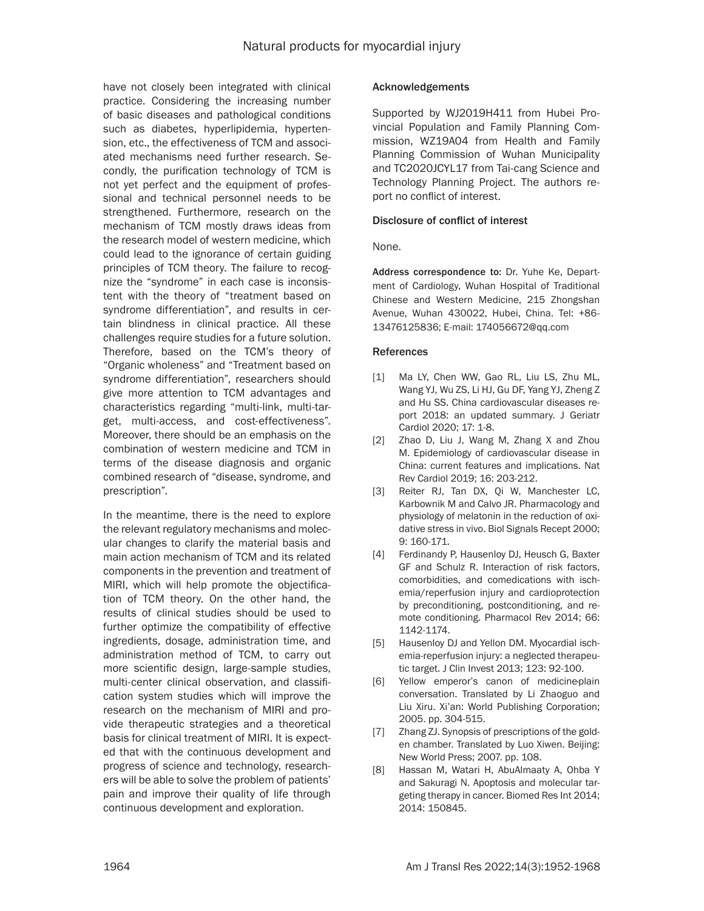have not closely been integrated with clinical practice. Considering the increasing number of basic diseases and pathological conditions such as diabetes, hyperlipidemia, hypertension, etc., the effectiveness of TCM and associated mechanisms need further research. Secondly, the purification technology of TCM is not yet perfect and the equipment of professional and technical personnel needs to be strengthened. Furthermore, research on the mechanism of TCM mostly draws ideas from the research model of western medicine, which could lead to the ignorance of certain guiding principles of TCM theory. The failure to recognize the "syndrome" in each case is inconsistent with the theory of "treatment based on syndrome differentiation", and results in certain blindness in clinical practice. All these challenges require studies for a future solution. Therefore, based on the TCM's theory of "Organic wholeness" and "Treatment based on syndrome differentiation", researchers should give more attention to TCM advantages and characteristics regarding "multi-link, multi-target, multi-access, and cost-effectiveness". Moreover, there should be an emphasis on the combination of western medicine and TCM in terms of the disease diagnosis and organic combined research of "disease, syndrome, and prescription".

In the meantime, there is the need to explore the relevant regulatory mechanisms and molecular changes to clarify the material basis and main action mechanism of TCM and its related components in the prevention and treatment of MIRI, which will help promote the objectification of TCM theory. On the other hand, the results of clinical studies should be used to further optimize the compatibility of effective ingredients, dosage, administration time, and administration method of TCM, to carry out more scientific design, large-sample studies, multi-center clinical observation, and classification system studies which will improve the research on the mechanism of MIRI and provide therapeutic strategies and a theoretical basis for clinical treatment of MIRI. It is expected that with the continuous development and progress of science and technology, researchers will be able to solve the problem of patients' pain and improve their quality of life through continuous development and exploration.

## Acknowledgements

Supported by WJ2019H411 from Hubei Provincial Population and Family Planning Commission, WZ19A04 from Health and Family Planning Commission of Wuhan Municipality and TC2020JCYL17 from Tai-cang Science and Technology Planning Project. The authors report no conflict of interest.

## Disclosure of conflict of interest

None.

**Address correspondence to:** Dr. Yuhe Ke, Department of Cardiology, Wuhan Hospital of Traditional Chinese and Western Medicine, 215 Zhongshan Avenue, Wuhan 430022, Hubei, China. Tel: +86-13476125836; E-mail: 174056672@qq.com

## References

[1] Ma LY, Chen WW, Gao RL, Liu LS, Zhu ML, Wang YJ, Wu ZS, Li HJ, Gu DF, Yang YJ, Zheng Z and Hu SS. China cardiovascular diseases report 2018: an updated summary. J Geriatr Cardiol 2020; 17: 1-8.

[2] Zhao D, Liu J, Wang M, Zhang X and Zhou M. Epidemiology of cardiovascular disease in China: current features and implications. Nat Rev Cardiol 2019; 16: 203-212.

[3] Reiter RJ, Tan DX, Qi W, Manchester LC, Karbownik M and Calvo JR. Pharmacology and physiology of melatonin in the reduction of oxidative stress in vivo. Biol Signals Recept 2000; 9: 160-171.

[4] Ferdinandy P, Hausenloy DJ, Heusch G, Baxter GF and Schulz R. Interaction of risk factors, comorbidities, and comedications with ischemia/reperfusion injury and cardioprotection by preconditioning, postconditioning, and remote conditioning. Pharmacol Rev 2014; 66: 1142-1174.

[5] Hausenloy DJ and Yellon DM. Myocardial ischemia-reperfusion injury: a neglected therapeutic target. J Clin Invest 2013; 123: 92-100.

[6] Yellow emperor's canon of medicine-plain conversation. Translated by Li Zhaoguo and Liu Xiru. Xi'an: World Publishing Corporation; 2005. pp. 304-515.

[7] Zhang ZJ. Synopsis of prescriptions of the golden chamber. Translated by Luo Xiwen. Beijing: New World Press; 2007. pp. 108.

[8] Hassan M, Watari H, AbuAlmaaty A, Ohba Y and Sakuragi N. Apoptosis and molecular targeting therapy in cancer. Biomed Res Int 2014; 2014: 150845.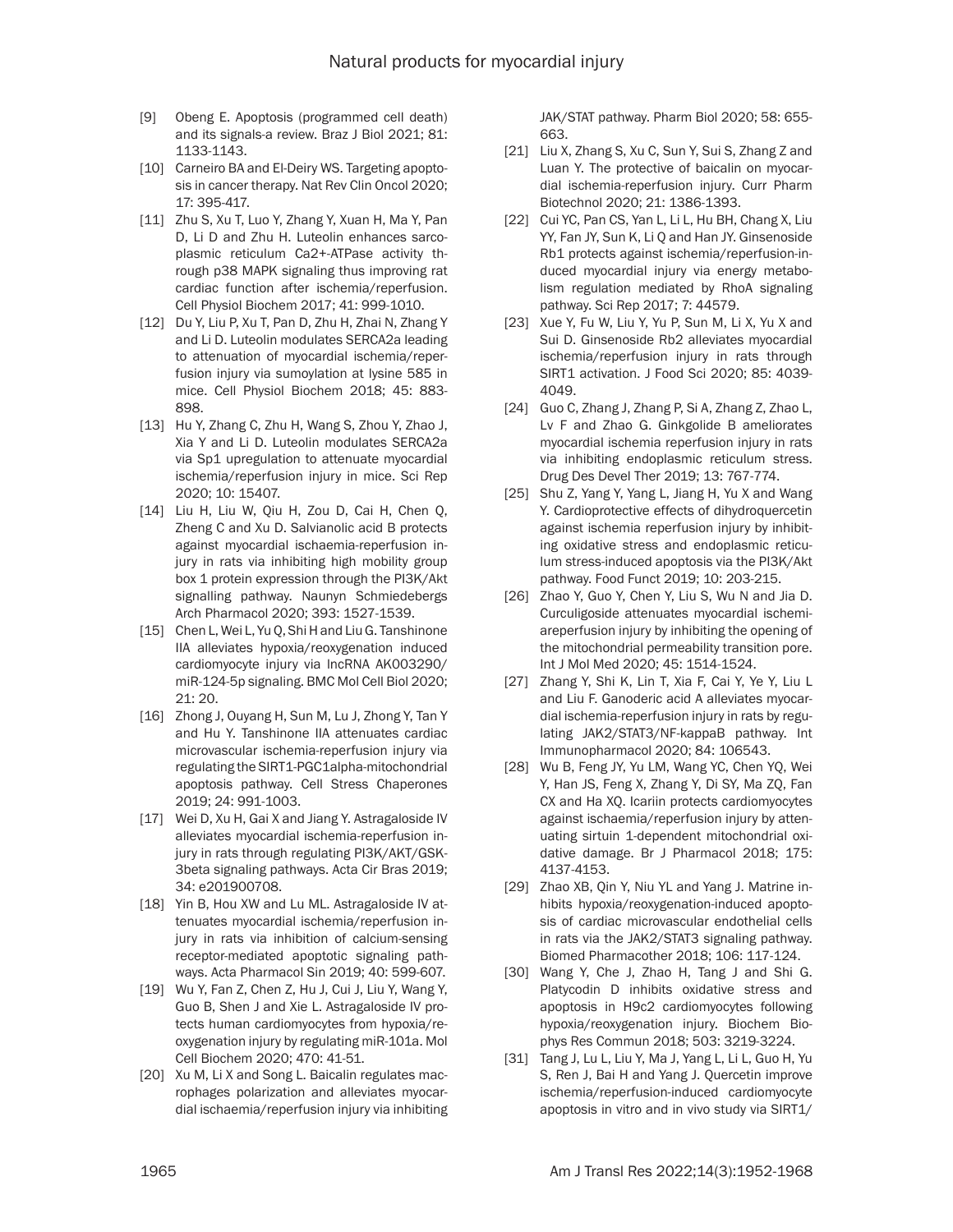[9] Obeng E. Apoptosis (programmed cell death) and its signals-a review. Braz J Biol 2021; 81: 1133-1143.

[10] Carneiro BA and El-Deiry WS. Targeting apoptosis in cancer therapy. Nat Rev Clin Oncol 2020; 17: 395-417.

[11] Zhu S, Xu T, Luo Y, Zhang Y, Xuan H, Ma Y, Pan D, Li D and Zhu H. Luteolin enhances sarcoplasmic reticulum Ca2+-ATPase activity through p38 MAPK signaling thus improving rat cardiac function after ischemia/reperfusion. Cell Physiol Biochem 2017; 41: 999-1010.

[12] Du Y, Liu P, Xu T, Pan D, Zhu H, Zhai N, Zhang Y and Li D. Luteolin modulates SERCA2a leading to attenuation of myocardial ischemia/reperfusion injury via sumoylation at lysine 585 in mice. Cell Physiol Biochem 2018; 45: 883-898.

[13] Hu Y, Zhang C, Zhu H, Wang S, Zhou Y, Zhao J, Xia Y and Li D. Luteolin modulates SERCA2a via Sp1 upregulation to attenuate myocardial ischemia/reperfusion injury in mice. Sci Rep 2020; 10: 15407.

[14] Liu H, Liu W, Qiu H, Zou D, Cai H, Chen Q, Zheng C and Xu D. Salvianolic acid B protects against myocardial ischaemia-reperfusion injury in rats via inhibiting high mobility group box 1 protein expression through the PI3K/Akt signalling pathway. Naunyn Schmiedebergs Arch Pharmacol 2020; 393: 1527-1539.

[15] Chen L, Wei L, Yu Q, Shi H and Liu G. Tanshinone IIA alleviates hypoxia/reoxygenation induced cardiomyocyte injury via lncRNA AK003290/miR-124-5p signaling. BMC Mol Cell Biol 2020; 21: 20.

[16] Zhong J, Ouyang H, Sun M, Lu J, Zhong Y, Tan Y and Hu Y. Tanshinone IIA attenuates cardiac microvascular ischemia-reperfusion injury via regulating the SIRT1-PGC1alpha-mitochondrial apoptosis pathway. Cell Stress Chaperones 2019; 24: 991-1003.

[17] Wei D, Xu H, Gai X and Jiang Y. Astragaloside IV alleviates myocardial ischemia-reperfusion injury in rats through regulating PI3K/AKT/GSK-3beta signaling pathways. Acta Cir Bras 2019; 34: e201900708.

[18] Yin B, Hou XW and Lu ML. Astragaloside IV attenuates myocardial ischemia/reperfusion injury in rats via inhibition of calcium-sensing receptor-mediated apoptotic signaling pathways. Acta Pharmacol Sin 2019; 40: 599-607.

[19] Wu Y, Fan Z, Chen Z, Hu J, Cui J, Liu Y, Wang Y, Guo B, Shen J and Xie L. Astragaloside IV protects human cardiomyocytes from hypoxia/reoxygenation injury by regulating miR-101a. Mol Cell Biochem 2020; 470: 41-51.

[20] Xu M, Li X and Song L. Baicalin regulates macrophages polarization and alleviates myocardial ischaemia/reperfusion injury via inhibiting JAK/STAT pathway. Pharm Biol 2020; 58: 655-663.

[21] Liu X, Zhang S, Xu C, Sun Y, Sui S, Zhang Z and Luan Y. The protective of baicalin on myocardial ischemia-reperfusion injury. Curr Pharm Biotechnol 2020; 21: 1386-1393.

[22] Cui YC, Pan CS, Yan L, Li L, Hu BH, Chang X, Liu YY, Fan JY, Sun K, Li Q and Han JY. Ginsenoside Rb1 protects against ischemia/reperfusion-induced myocardial injury via energy metabolism regulation mediated by RhoA signaling pathway. Sci Rep 2017; 7: 44579.

[23] Xue Y, Fu W, Liu Y, Yu P, Sun M, Li X, Yu X and Sui D. Ginsenoside Rb2 alleviates myocardial ischemia/reperfusion injury in rats through SIRT1 activation. J Food Sci 2020; 85: 4039-4049.

[24] Guo C, Zhang J, Zhang P, Si A, Zhang Z, Zhao L, Lv F and Zhao G. Ginkgolide B ameliorates myocardial ischemia reperfusion injury in rats via inhibiting endoplasmic reticulum stress. Drug Des Devel Ther 2019; 13: 767-774.

[25] Shu Z, Yang Y, Yang L, Jiang H, Yu X and Wang Y. Cardioprotective effects of dihydroquercetin against ischemia reperfusion injury by inhibiting oxidative stress and endoplasmic reticulum stress-induced apoptosis via the PI3K/Akt pathway. Food Funct 2019; 10: 203-215.

[26] Zhao Y, Guo Y, Chen Y, Liu S, Wu N and Jia D. Curculigoside attenuates myocardial ischemiareperfusion injury by inhibiting the opening of the mitochondrial permeability transition pore. Int J Mol Med 2020; 45: 1514-1524.

[27] Zhang Y, Shi K, Lin T, Xia F, Cai Y, Ye Y, Liu L and Liu F. Ganoderic acid A alleviates myocardial ischemia-reperfusion injury in rats by regulating JAK2/STAT3/NF-kappaB pathway. Int Immunopharmacol 2020; 84: 106543.

[28] Wu B, Feng JY, Yu LM, Wang YC, Chen YQ, Wei Y, Han JS, Feng X, Zhang Y, Di SY, Ma ZQ, Fan CX and Ha XQ. Icariin protects cardiomyocytes against ischaemia/reperfusion injury by attenuating sirtuin 1-dependent mitochondrial oxidative damage. Br J Pharmacol 2018; 175: 4137-4153.

[29] Zhao XB, Qin Y, Niu YL and Yang J. Matrine inhibits hypoxia/reoxygenation-induced apoptosis of cardiac microvascular endothelial cells in rats via the JAK2/STAT3 signaling pathway. Biomed Pharmacother 2018; 106: 117-124.

[30] Wang Y, Che J, Zhao H, Tang J and Shi G. Platycodin D inhibits oxidative stress and apoptosis in H9c2 cardiomyocytes following hypoxia/reoxygenation injury. Biochem Biophys Res Commun 2018; 503: 3219-3224.

[31] Tang J, Lu L, Liu Y, Ma J, Yang L, Li L, Guo H, Yu S, Ren J, Bai H and Yang J. Quercetin improve ischemia/reperfusion-induced cardiomyocyte apoptosis in vitro and in vivo study via SIRT1/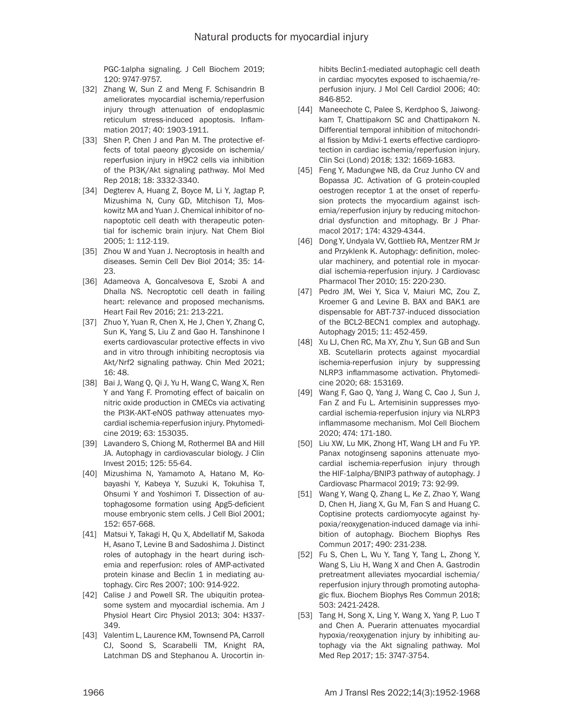PGC-1alpha signaling. J Cell Biochem 2019; 120: 9747-9757.

[32] Zhang W, Sun Z and Meng F. Schisandrin B ameliorates myocardial ischemia/reperfusion injury through attenuation of endoplasmic reticulum stress-induced apoptosis. Inflammation 2017; 40: 1903-1911.

[33] Shen P, Chen J and Pan M. The protective effects of total paeony glycoside on ischemia/reperfusion injury in H9C2 cells via inhibition of the PI3K/Akt signaling pathway. Mol Med Rep 2018; 18: 3332-3340.

[34] Degterev A, Huang Z, Boyce M, Li Y, Jagtap P, Mizushima N, Cuny GD, Mitchison TJ, Moskowitz MA and Yuan J. Chemical inhibitor of nonapoptotic cell death with therapeutic potential for ischemic brain injury. Nat Chem Biol 2005; 1: 112-119.

[35] Zhou W and Yuan J. Necroptosis in health and diseases. Semin Cell Dev Biol 2014; 35: 14-23.

[36] Adameova A, Goncalvesova E, Szobi A and Dhalla NS. Necroptotic cell death in failing heart: relevance and proposed mechanisms. Heart Fail Rev 2016; 21: 213-221.

[37] Zhuo Y, Yuan R, Chen X, He J, Chen Y, Zhang C, Sun K, Yang S, Liu Z and Gao H. Tanshinone I exerts cardiovascular protective effects in vivo and in vitro through inhibiting necroptosis via Akt/Nrf2 signaling pathway. Chin Med 2021; 16: 48.

[38] Bai J, Wang Q, Qi J, Yu H, Wang C, Wang X, Ren Y and Yang F. Promoting effect of baicalin on nitric oxide production in CMECs via activating the PI3K-AKT-eNOS pathway attenuates myocardial ischemia-reperfusion injury. Phytomedicine 2019; 63: 153035.

[39] Lavandero S, Chiong M, Rothermel BA and Hill JA. Autophagy in cardiovascular biology. J Clin Invest 2015; 125: 55-64.

[40] Mizushima N, Yamamoto A, Hatano M, Kobayashi Y, Kabeya Y, Suzuki K, Tokuhisa T, Ohsumi Y and Yoshimori T. Dissection of autophagosome formation using Apg5-deficient mouse embryonic stem cells. J Cell Biol 2001; 152: 657-668.

[41] Matsui Y, Takagi H, Qu X, Abdellatif M, Sakoda H, Asano T, Levine B and Sadoshima J. Distinct roles of autophagy in the heart during ischemia and reperfusion: roles of AMP-activated protein kinase and Beclin 1 in mediating autophagy. Circ Res 2007; 100: 914-922.

[42] Calise J and Powell SR. The ubiquitin proteasome system and myocardial ischemia. Am J Physiol Heart Circ Physiol 2013; 304: H337-349.

[43] Valentim L, Laurence KM, Townsend PA, Carroll CJ, Soond S, Scarabelli TM, Knight RA, Latchman DS and Stephanou A. Urocortin inhibits Beclin1-mediated autophagic cell death in cardiac myocytes exposed to ischaemia/reperfusion injury. J Mol Cell Cardiol 2006; 40: 846-852.

[44] Maneechote C, Palee S, Kerdphoo S, Jaiwongkam T, Chattipakorn SC and Chattipakorn N. Differential temporal inhibition of mitochondrial fission by Mdivi-1 exerts effective cardioprotection in cardiac ischemia/reperfusion injury. Clin Sci (Lond) 2018; 132: 1669-1683.

[45] Feng Y, Madungwe NB, da Cruz Junho CV and Bopassa JC. Activation of G protein-coupled oestrogen receptor 1 at the onset of reperfusion protects the myocardium against ischemia/reperfusion injury by reducing mitochondrial dysfunction and mitophagy. Br J Pharmacol 2017; 174: 4329-4344.

[46] Dong Y, Undyala VV, Gottlieb RA, Mentzer RM Jr and Przyklenk K. Autophagy: definition, molecular machinery, and potential role in myocardial ischemia-reperfusion injury. J Cardiovasc Pharmacol Ther 2010; 15: 220-230.

[47] Pedro JM, Wei Y, Sica V, Maiuri MC, Zou Z, Kroemer G and Levine B. BAX and BAK1 are dispensable for ABT-737-induced dissociation of the BCL2-BECN1 complex and autophagy. Autophagy 2015; 11: 452-459.

[48] Xu LJ, Chen RC, Ma XY, Zhu Y, Sun GB and Sun XB. Scutellarin protects against myocardial ischemia-reperfusion injury by suppressing NLRP3 inflammasome activation. Phytomedicine 2020; 68: 153169.

[49] Wang F, Gao Q, Yang J, Wang C, Cao J, Sun J, Fan Z and Fu L. Artemisinin suppresses myocardial ischemia-reperfusion injury via NLRP3 inflammasome mechanism. Mol Cell Biochem 2020; 474: 171-180.

[50] Liu XW, Lu MK, Zhong HT, Wang LH and Fu YP. Panax notoginseng saponins attenuate myocardial ischemia-reperfusion injury through the HIF-1alpha/BNIP3 pathway of autophagy. J Cardiovasc Pharmacol 2019; 73: 92-99.

[51] Wang Y, Wang Q, Zhang L, Ke Z, Zhao Y, Wang D, Chen H, Jiang X, Gu M, Fan S and Huang C. Coptisine protects cardiomyocyte against hypoxia/reoxygenation-induced damage via inhibition of autophagy. Biochem Biophys Res Commun 2017; 490: 231-238.

[52] Fu S, Chen L, Wu Y, Tang Y, Tang L, Zhong Y, Wang S, Liu H, Wang X and Chen A. Gastrodin pretreatment alleviates myocardial ischemia/reperfusion injury through promoting autophagic flux. Biochem Biophys Res Commun 2018; 503: 2421-2428.

[53] Tang H, Song X, Ling Y, Wang X, Yang P, Luo T and Chen A. Puerarin attenuates myocardial hypoxia/reoxygenation injury by inhibiting autophagy via the Akt signaling pathway. Mol Med Rep 2017; 15: 3747-3754.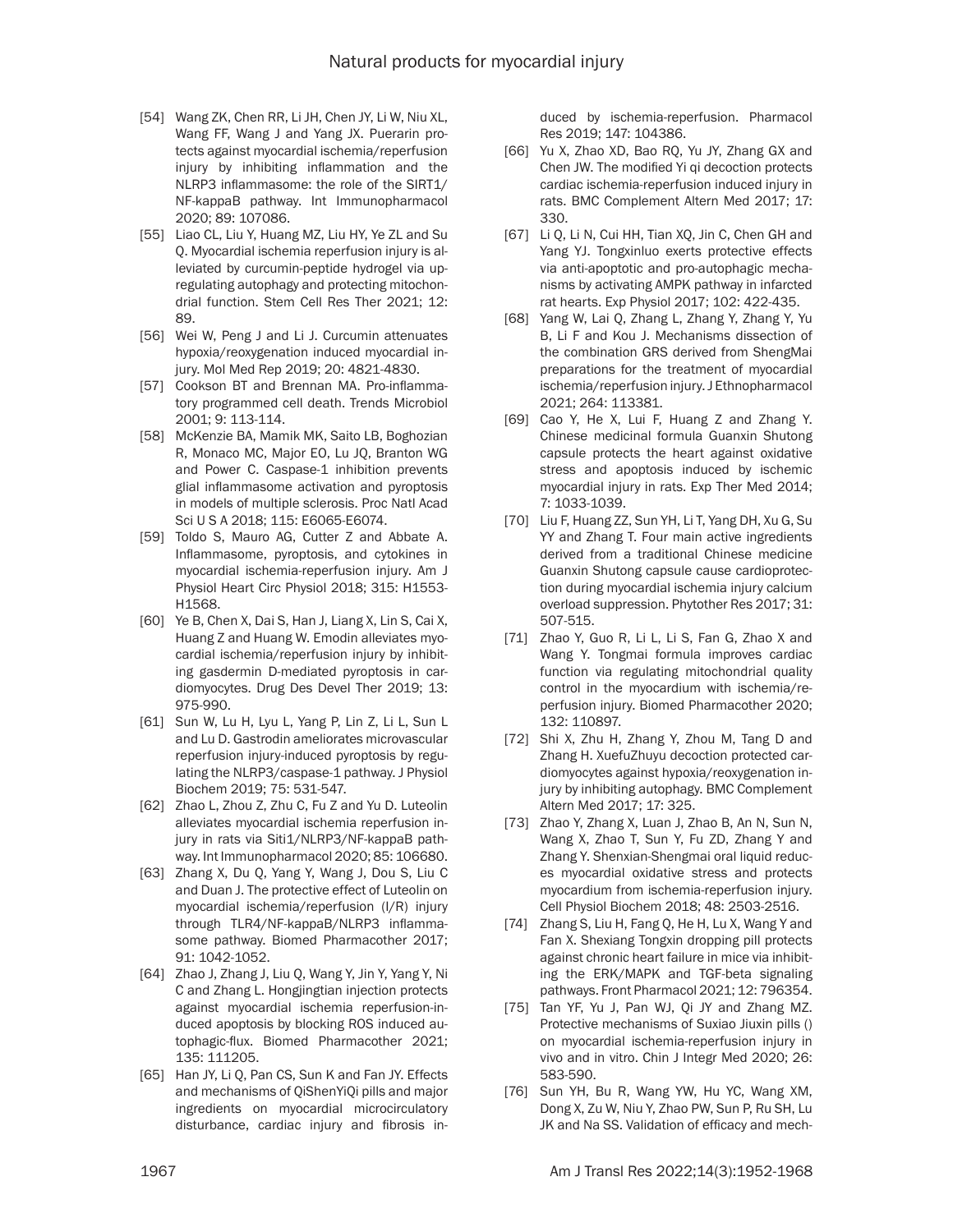[54] Wang ZK, Chen RR, Li JH, Chen JY, Li W, Niu XL, Wang FF, Wang J and Yang JX. Puerarin protects against myocardial ischemia/reperfusion injury by inhibiting inflammation and the NLRP3 inflammasome: the role of the SIRT1/NF-kappaB pathway. Int Immunopharmacol 2020; 89: 107086.

[55] Liao CL, Liu Y, Huang MZ, Liu HY, Ye ZL and Su Q. Myocardial ischemia reperfusion injury is alleviated by curcumin-peptide hydrogel via upregulating autophagy and protecting mitochondrial function. Stem Cell Res Ther 2021; 12: 89.

[56] Wei W, Peng J and Li J. Curcumin attenuates hypoxia/reoxygenation induced myocardial injury. Mol Med Rep 2019; 20: 4821-4830.

[57] Cookson BT and Brennan MA. Pro-inflammatory programmed cell death. Trends Microbiol 2001; 9: 113-114.

[58] McKenzie BA, Mamik MK, Saito LB, Boghozian R, Monaco MC, Major EO, Lu JQ, Branton WG and Power C. Caspase-1 inhibition prevents glial inflammasome activation and pyroptosis in models of multiple sclerosis. Proc Natl Acad Sci U S A 2018; 115: E6065-E6074.

[59] Toldo S, Mauro AG, Cutter Z and Abbate A. Inflammasome, pyroptosis, and cytokines in myocardial ischemia-reperfusion injury. Am J Physiol Heart Circ Physiol 2018; 315: H1553-H1568.

[60] Ye B, Chen X, Dai S, Han J, Liang X, Lin S, Cai X, Huang Z and Huang W. Emodin alleviates myocardial ischemia/reperfusion injury by inhibiting gasdermin D-mediated pyroptosis in cardiomyocytes. Drug Des Devel Ther 2019; 13: 975-990.

[61] Sun W, Lu H, Lyu L, Yang P, Lin Z, Li L, Sun L and Lu D. Gastrodin ameliorates microvascular reperfusion injury-induced pyroptosis by regulating the NLRP3/caspase-1 pathway. J Physiol Biochem 2019; 75: 531-547.

[62] Zhao L, Zhou Z, Zhu C, Fu Z and Yu D. Luteolin alleviates myocardial ischemia reperfusion injury in rats via Siti1/NLRP3/NF-kappaB pathway. Int Immunopharmacol 2020; 85: 106680.

[63] Zhang X, Du Q, Yang Y, Wang J, Dou S, Liu C and Duan J. The protective effect of Luteolin on myocardial ischemia/reperfusion (I/R) injury through TLR4/NF-kappaB/NLRP3 inflammasome pathway. Biomed Pharmacother 2017; 91: 1042-1052.

[64] Zhao J, Zhang J, Liu Q, Wang Y, Jin Y, Yang Y, Ni C and Zhang L. Hongjingtian injection protects against myocardial ischemia reperfusion-induced apoptosis by blocking ROS induced autophagic-flux. Biomed Pharmacother 2021; 135: 111205.

[65] Han JY, Li Q, Pan CS, Sun K and Fan JY. Effects and mechanisms of QiShenYiQi pills and major ingredients on myocardial microcirculatory disturbance, cardiac injury and fibrosis induced by ischemia-reperfusion. Pharmacol Res 2019; 147: 104386.

[66] Yu X, Zhao XD, Bao RQ, Yu JY, Zhang GX and Chen JW. The modified Yi qi decoction protects cardiac ischemia-reperfusion induced injury in rats. BMC Complement Altern Med 2017; 17: 330.

[67] Li Q, Li N, Cui HH, Tian XQ, Jin C, Chen GH and Yang YJ. Tongxinluo exerts protective effects via anti-apoptotic and pro-autophagic mechanisms by activating AMPK pathway in infarcted rat hearts. Exp Physiol 2017; 102: 422-435.

[68] Yang W, Lai Q, Zhang L, Zhang Y, Zhang Y, Yu B, Li F and Kou J. Mechanisms dissection of the combination GRS derived from ShengMai preparations for the treatment of myocardial ischemia/reperfusion injury. J Ethnopharmacol 2021; 264: 113381.

[69] Cao Y, He X, Lui F, Huang Z and Zhang Y. Chinese medicinal formula Guanxin Shutong capsule protects the heart against oxidative stress and apoptosis induced by ischemic myocardial injury in rats. Exp Ther Med 2014; 7: 1033-1039.

[70] Liu F, Huang ZZ, Sun YH, Li T, Yang DH, Xu G, Su YY and Zhang T. Four main active ingredients derived from a traditional Chinese medicine Guanxin Shutong capsule cause cardioprotection during myocardial ischemia injury calcium overload suppression. Phytother Res 2017; 31: 507-515.

[71] Zhao Y, Guo R, Li L, Li S, Fan G, Zhao X and Wang Y. Tongmai formula improves cardiac function via regulating mitochondrial quality control in the myocardium with ischemia/reperfusion injury. Biomed Pharmacother 2020; 132: 110897.

[72] Shi X, Zhu H, Zhang Y, Zhou M, Tang D and Zhang H. XuefuZhuyu decoction protected cardiomyocytes against hypoxia/reoxygenation injury by inhibiting autophagy. BMC Complement Altern Med 2017; 17: 325.

[73] Zhao Y, Zhang X, Luan J, Zhao B, An N, Sun N, Wang X, Zhao T, Sun Y, Fu ZD, Zhang Y and Zhang Y. Shenxian-Shengmai oral liquid reduces myocardial oxidative stress and protects myocardium from ischemia-reperfusion injury. Cell Physiol Biochem 2018; 48: 2503-2516.

[74] Zhang S, Liu H, Fang Q, He H, Lu X, Wang Y and Fan X. Shexiang Tongxin dropping pill protects against chronic heart failure in mice via inhibiting the ERK/MAPK and TGF-beta signaling pathways. Front Pharmacol 2021; 12: 796354.

[75] Tan YF, Yu J, Pan WJ, Qi JY and Zhang MZ. Protective mechanisms of Suxiao Jiuxin pills () on myocardial ischemia-reperfusion injury in vivo and in vitro. Chin J Integr Med 2020; 26: 583-590.

[76] Sun YH, Bu R, Wang YW, Hu YC, Wang XM, Dong X, Zu W, Niu Y, Zhao PW, Sun P, Ru SH, Lu JK and Na SS. Validation of efficacy and mech-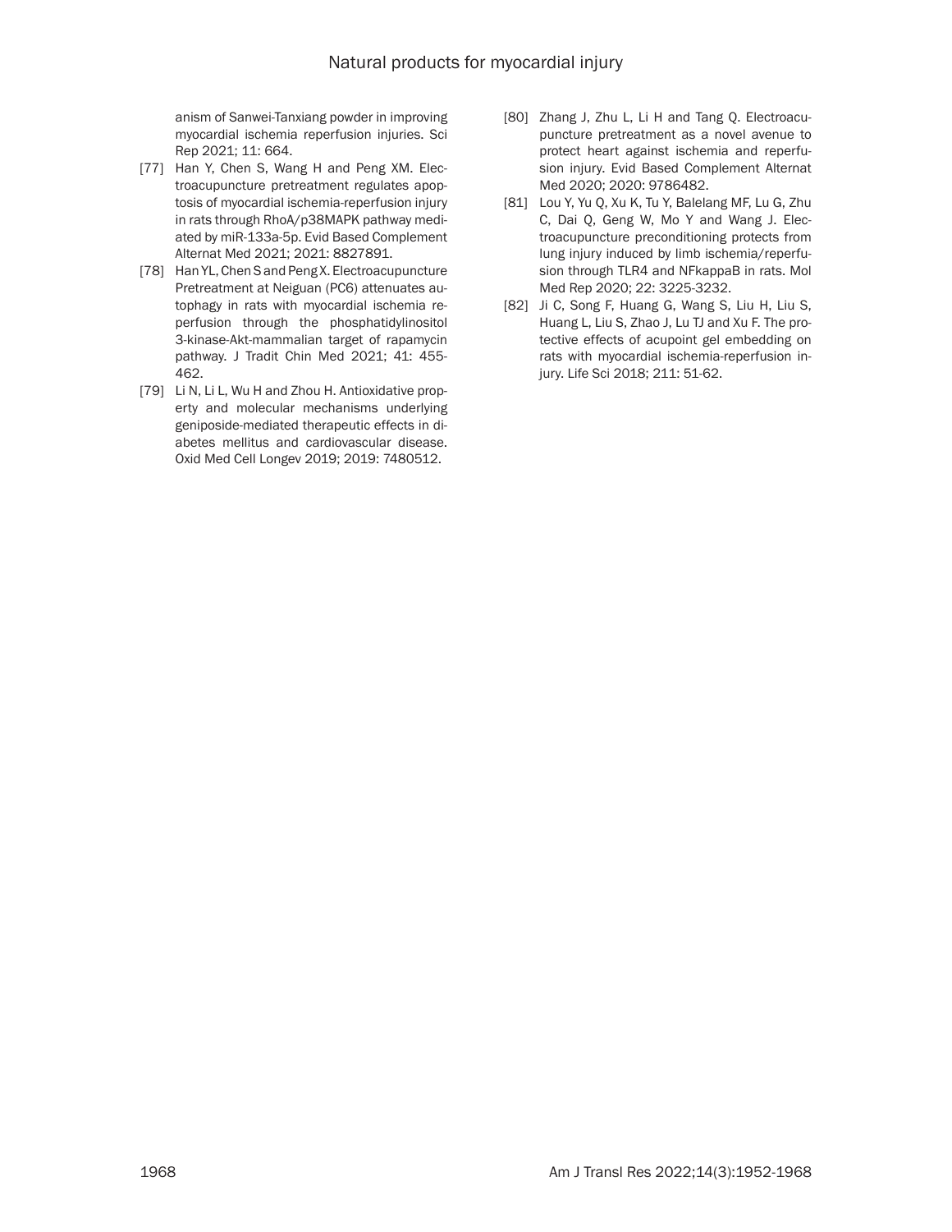anism of Sanwei-Tanxiang powder in improving myocardial ischemia reperfusion injuries. Sci Rep 2021; 11: 664.

[77] Han Y, Chen S, Wang H and Peng XM. Electroacupuncture pretreatment regulates apoptosis of myocardial ischemia-reperfusion injury in rats through RhoA/p38MAPK pathway mediated by miR-133a-5p. Evid Based Complement Alternat Med 2021; 2021: 8827891.

[78] Han YL, Chen S and Peng X. Electroacupuncture Pretreatment at Neiguan (PC6) attenuates autophagy in rats with myocardial ischemia reperfusion through the phosphatidylinositol 3-kinase-Akt-mammalian target of rapamycin pathway. J Tradit Chin Med 2021; 41: 455-462.

[79] Li N, Li L, Wu H and Zhou H. Antioxidative property and molecular mechanisms underlying geniposide-mediated therapeutic effects in diabetes mellitus and cardiovascular disease. Oxid Med Cell Longev 2019; 2019: 7480512.

[80] Zhang J, Zhu L, Li H and Tang Q. Electroacupuncture pretreatment as a novel avenue to protect heart against ischemia and reperfusion injury. Evid Based Complement Alternat Med 2020; 2020: 9786482.

[81] Lou Y, Yu Q, Xu K, Tu Y, Balelang MF, Lu G, Zhu C, Dai Q, Geng W, Mo Y and Wang J. Electroacupuncture preconditioning protects from lung injury induced by limb ischemia/reperfusion through TLR4 and NFkappaB in rats. Mol Med Rep 2020; 22: 3225-3232.

[82] Ji C, Song F, Huang G, Wang S, Liu H, Liu S, Huang L, Liu S, Zhao J, Lu TJ and Xu F. The protective effects of acupoint gel embedding on rats with myocardial ischemia-reperfusion injury. Life Sci 2018; 211: 51-62.